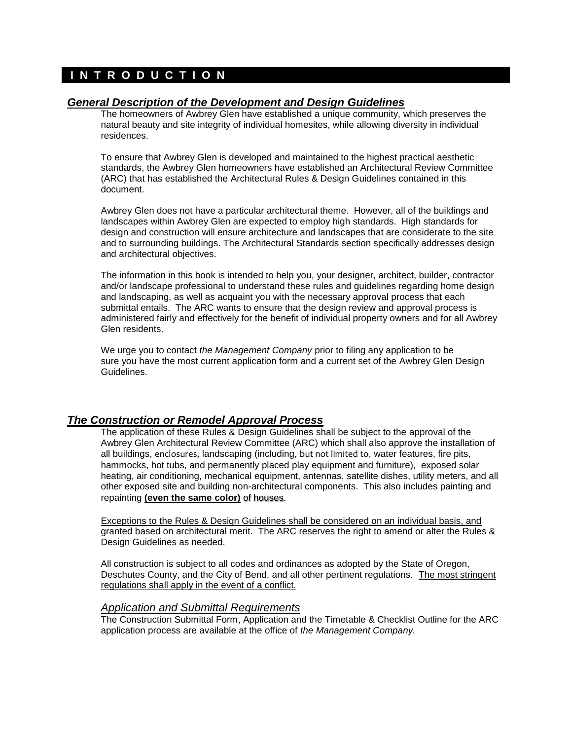# INTRODUCTION

## ***General Description of the Development and Design Guidelines***

The homeowners of Awbrey Glen have established a unique community, which preserves the natural beauty and site integrity of individual homesites, while allowing diversity in individual residences.

To ensure that Awbrey Glen is developed and maintained to the highest practical aesthetic standards, the Awbrey Glen homeowners have established an Architectural Review Committee (ARC) that has established the Architectural Rules & Design Guidelines contained in this document.

Awbrey Glen does not have a particular architectural theme. However, all of the buildings and landscapes within Awbrey Glen are expected to employ high standards. High standards for design and construction will ensure architecture and landscapes that are considerate to the site and to surrounding buildings. The Architectural Standards section specifically addresses design and architectural objectives.

The information in this book is intended to help you, your designer, architect, builder, contractor and/or landscape professional to understand these rules and guidelines regarding home design and landscaping, as well as acquaint you with the necessary approval process that each submittal entails. The ARC wants to ensure that the design review and approval process is administered fairly and effectively for the benefit of individual property owners and for all Awbrey Glen residents.

We urge you to contact *the Management Company* prior to filing any application to be sure you have the most current application form and a current set of the Awbrey Glen Design Guidelines.

## ***The Construction or Remodel Approval Process***

The application of these Rules & Design Guidelines shall be subject to the approval of the Awbrey Glen Architectural Review Committee (ARC) which shall also approve the installation of all buildings, enclosures, landscaping (including, but not limited to, water features, fire pits, hammocks, hot tubs, and permanently placed play equipment and furniture), exposed solar heating, air conditioning, mechanical equipment, antennas, satellite dishes, utility meters, and all other exposed site and building non-architectural components. This also includes painting and repainting **(even the same color)** of houses.

Exceptions to the Rules & Design Guidelines shall be considered on an individual basis, and granted based on architectural merit. The ARC reserves the right to amend or alter the Rules & Design Guidelines as needed.

All construction is subject to all codes and ordinances as adopted by the State of Oregon, Deschutes County, and the City of Bend, and all other pertinent regulations. The most stringent regulations shall apply in the event of a conflict.

### *Application and Submittal Requirements*

The Construction Submittal Form, Application and the Timetable & Checklist Outline for the ARC application process are available at the office of *the Management Company.*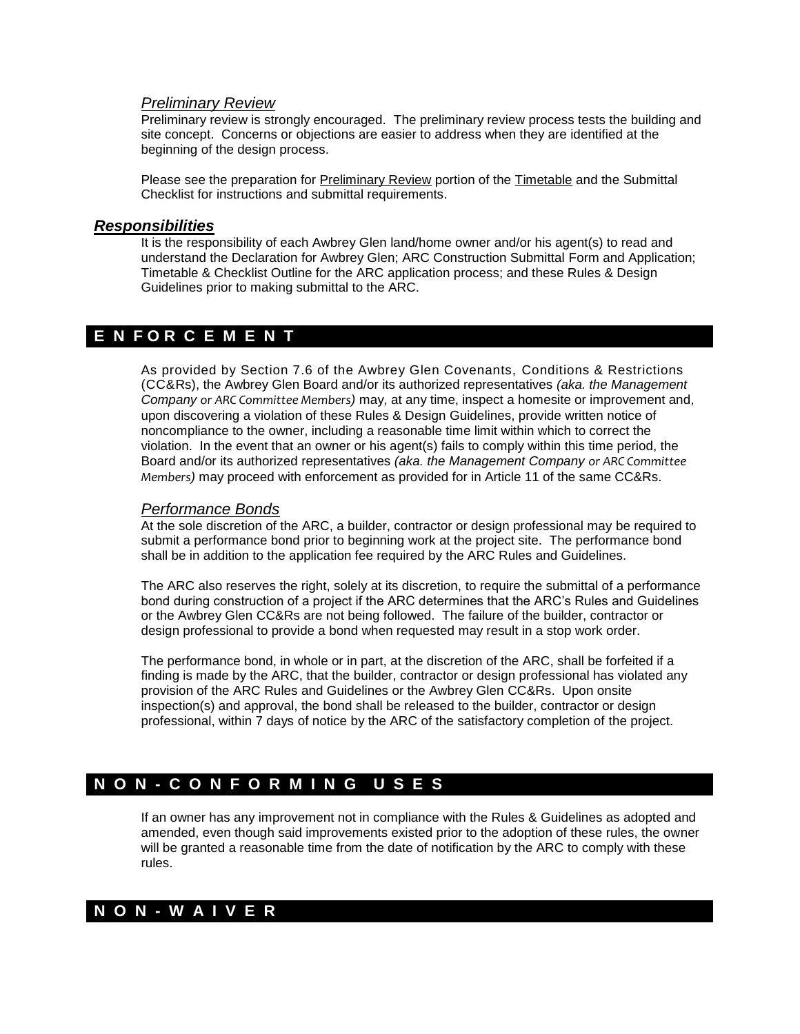### *Preliminary Review*

Preliminary review is strongly encouraged. The preliminary review process tests the building and site concept. Concerns or objections are easier to address when they are identified at the beginning of the design process.

Please see the preparation for Preliminary Review portion of the Timetable and the Submittal Checklist for instructions and submittal requirements.

### ***Responsibilities***

It is the responsibility of each Awbrey Glen land/home owner and/or his agent(s) to read and understand the Declaration for Awbrey Glen; ARC Construction Submittal Form and Application; Timetable & Checklist Outline for the ARC application process; and these Rules & Design Guidelines prior to making submittal to the ARC.

## E N FOR C E M E N T

As provided by Section 7.6 of the Awbrey Glen Covenants, Conditions & Restrictions (CC&Rs), the Awbrey Glen Board and/or its authorized representatives *(aka. the Management Company or ARC Committee Members)* may, at any time, inspect a homesite or improvement and, upon discovering a violation of these Rules & Design Guidelines, provide written notice of noncompliance to the owner, including a reasonable time limit within which to correct the violation. In the event that an owner or his agent(s) fails to comply within this time period, the Board and/or its authorized representatives *(aka. the Management Company or ARC Committee Members)* may proceed with enforcement as provided for in Article 11 of the same CC&Rs.

### *Performance Bonds*

At the sole discretion of the ARC, a builder, contractor or design professional may be required to submit a performance bond prior to beginning work at the project site. The performance bond shall be in addition to the application fee required by the ARC Rules and Guidelines.

The ARC also reserves the right, solely at its discretion, to require the submittal of a performance bond during construction of a project if the ARC determines that the ARC's Rules and Guidelines or the Awbrey Glen CC&Rs are not being followed. The failure of the builder, contractor or design professional to provide a bond when requested may result in a stop work order.

The performance bond, in whole or in part, at the discretion of the ARC, shall be forfeited if a finding is made by the ARC, that the builder, contractor or design professional has violated any provision of the ARC Rules and Guidelines or the Awbrey Glen CC&Rs. Upon onsite inspection(s) and approval, the bond shall be released to the builder, contractor or design professional, within 7 days of notice by the ARC of the satisfactory completion of the project.

## N O N - C O N F O R M I N G U S E S

If an owner has any improvement not in compliance with the Rules & Guidelines as adopted and amended, even though said improvements existed prior to the adoption of these rules, the owner will be granted a reasonable time from the date of notification by the ARC to comply with these rules.

## N O N - W A I V E R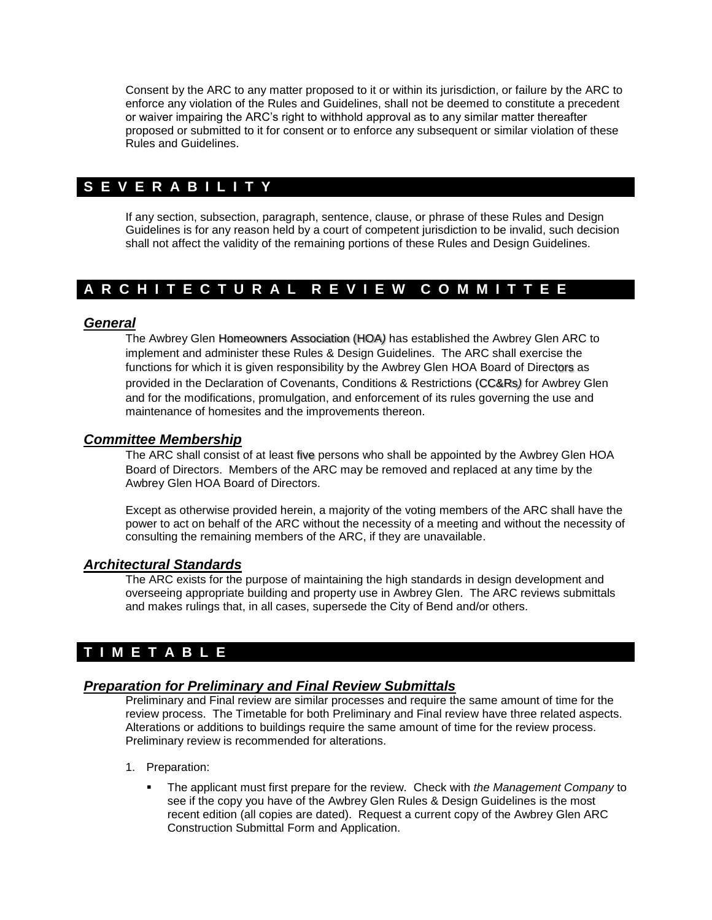Consent by the ARC to any matter proposed to it or within its jurisdiction, or failure by the ARC to enforce any violation of the Rules and Guidelines, shall not be deemed to constitute a precedent or waiver impairing the ARC's right to withhold approval as to any similar matter thereafter proposed or submitted to it for consent or to enforce any subsequent or similar violation of these Rules and Guidelines.

## S E V E R A B I L I T Y

If any section, subsection, paragraph, sentence, clause, or phrase of these Rules and Design Guidelines is for any reason held by a court of competent jurisdiction to be invalid, such decision shall not affect the validity of the remaining portions of these Rules and Design Guidelines.

## A R C H I T E C T U R A L  R E V I E W  C O M M I T T E E

### *General*

The Awbrey Glen Homeowners Association (HOA) has established the Awbrey Glen ARC to implement and administer these Rules & Design Guidelines. The ARC shall exercise the functions for which it is given responsibility by the Awbrey Glen HOA Board of Directors as provided in the Declaration of Covenants, Conditions & Restrictions (CC&Rs) for Awbrey Glen and for the modifications, promulgation, and enforcement of its rules governing the use and maintenance of homesites and the improvements thereon.

### *Committee Membership*

The ARC shall consist of at least five persons who shall be appointed by the Awbrey Glen HOA Board of Directors. Members of the ARC may be removed and replaced at any time by the Awbrey Glen HOA Board of Directors.

Except as otherwise provided herein, a majority of the voting members of the ARC shall have the power to act on behalf of the ARC without the necessity of a meeting and without the necessity of consulting the remaining members of the ARC, if they are unavailable.

### *Architectural Standards*

The ARC exists for the purpose of maintaining the high standards in design development and overseeing appropriate building and property use in Awbrey Glen. The ARC reviews submittals and makes rulings that, in all cases, supersede the City of Bend and/or others.

## T I M E T A B L E

### *Preparation for Preliminary and Final Review Submittals*

Preliminary and Final review are similar processes and require the same amount of time for the review process. The Timetable for both Preliminary and Final review have three related aspects. Alterations or additions to buildings require the same amount of time for the review process. Preliminary review is recommended for alterations.

1. Preparation:
   - The applicant must first prepare for the review. Check with *the Management Company* to see if the copy you have of the Awbrey Glen Rules & Design Guidelines is the most recent edition (all copies are dated). Request a current copy of the Awbrey Glen ARC Construction Submittal Form and Application.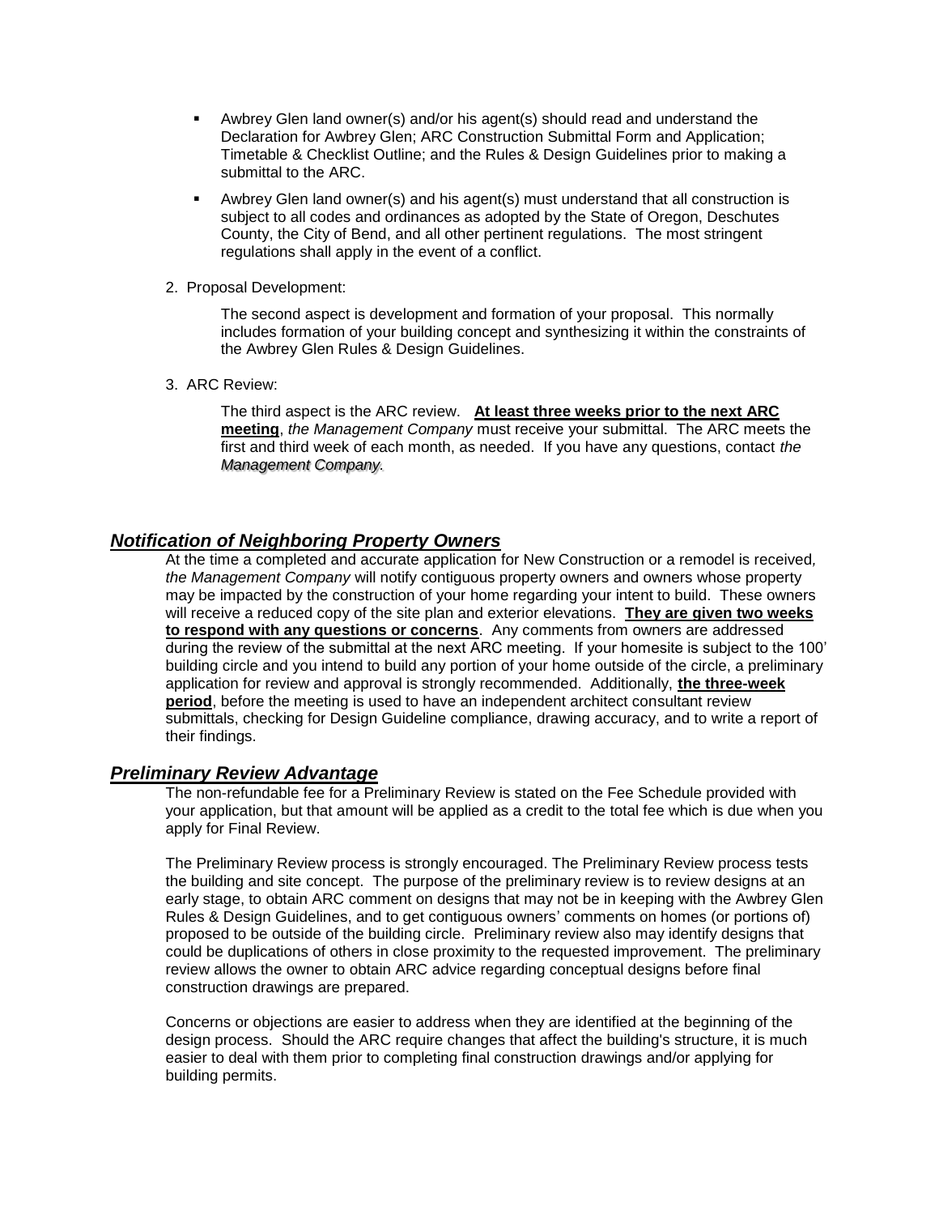- Awbrey Glen land owner(s) and/or his agent(s) should read and understand the Declaration for Awbrey Glen; ARC Construction Submittal Form and Application; Timetable & Checklist Outline; and the Rules & Design Guidelines prior to making a submittal to the ARC.
- Awbrey Glen land owner(s) and his agent(s) must understand that all construction is subject to all codes and ordinances as adopted by the State of Oregon, Deschutes County, the City of Bend, and all other pertinent regulations. The most stringent regulations shall apply in the event of a conflict.

2. Proposal Development:

   The second aspect is development and formation of your proposal. This normally includes formation of your building concept and synthesizing it within the constraints of the Awbrey Glen Rules & Design Guidelines.

3. ARC Review:

   The third aspect is the ARC review. **At least three weeks prior to the next ARC meeting**, *the Management Company* must receive your submittal. The ARC meets the first and third week of each month, as needed. If you have any questions, contact *the Management Company*.

## *Notification of Neighboring Property Owners*

At the time a completed and accurate application for New Construction or a remodel is received, *the Management Company* will notify contiguous property owners and owners whose property may be impacted by the construction of your home regarding your intent to build. These owners will receive a reduced copy of the site plan and exterior elevations. **They are given two weeks to respond with any questions or concerns**. Any comments from owners are addressed during the review of the submittal at the next ARC meeting. If your homesite is subject to the 100' building circle and you intend to build any portion of your home outside of the circle, a preliminary application for review and approval is strongly recommended. Additionally, **the three-week period**, before the meeting is used to have an independent architect consultant review submittals, checking for Design Guideline compliance, drawing accuracy, and to write a report of their findings.

## *Preliminary Review Advantage*

The non-refundable fee for a Preliminary Review is stated on the Fee Schedule provided with your application, but that amount will be applied as a credit to the total fee which is due when you apply for Final Review.

The Preliminary Review process is strongly encouraged. The Preliminary Review process tests the building and site concept. The purpose of the preliminary review is to review designs at an early stage, to obtain ARC comment on designs that may not be in keeping with the Awbrey Glen Rules & Design Guidelines, and to get contiguous owners' comments on homes (or portions of) proposed to be outside of the building circle. Preliminary review also may identify designs that could be duplications of others in close proximity to the requested improvement. The preliminary review allows the owner to obtain ARC advice regarding conceptual designs before final construction drawings are prepared.

Concerns or objections are easier to address when they are identified at the beginning of the design process. Should the ARC require changes that affect the building's structure, it is much easier to deal with them prior to completing final construction drawings and/or applying for building permits.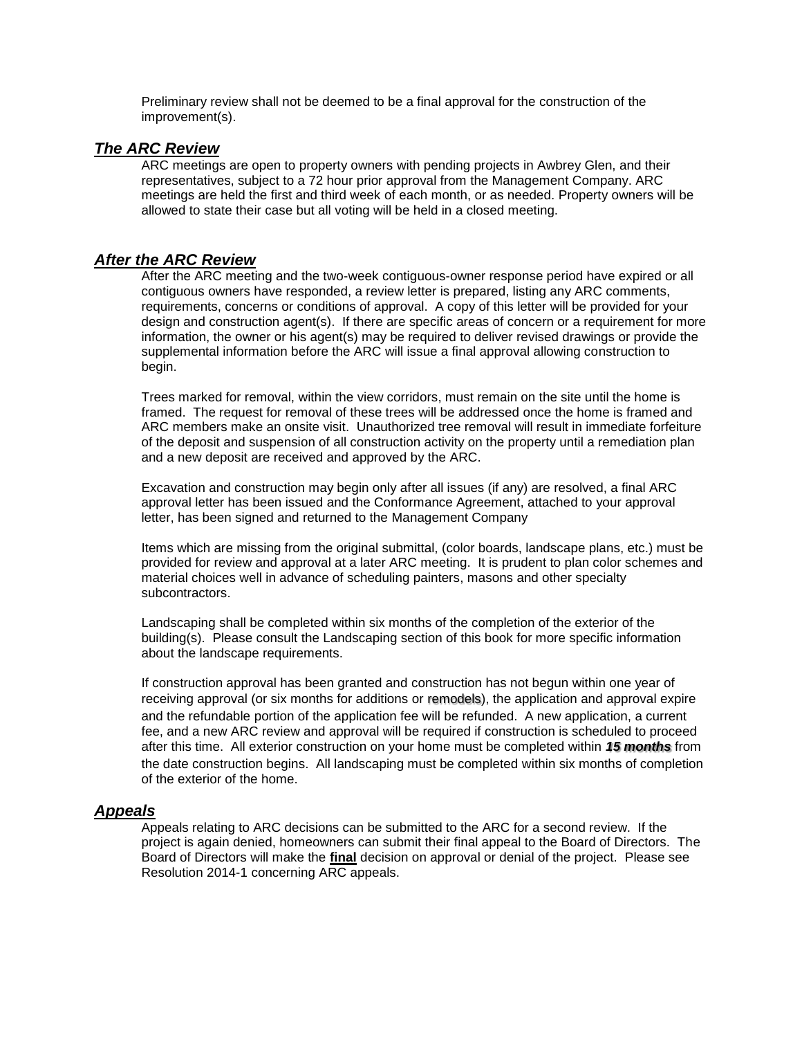Preliminary review shall not be deemed to be a final approval for the construction of the improvement(s).

## ***The ARC Review***

ARC meetings are open to property owners with pending projects in Awbrey Glen, and their representatives, subject to a 72 hour prior approval from the Management Company. ARC meetings are held the first and third week of each month, or as needed. Property owners will be allowed to state their case but all voting will be held in a closed meeting.

## ***After the ARC Review***

After the ARC meeting and the two-week contiguous-owner response period have expired or all contiguous owners have responded, a review letter is prepared, listing any ARC comments, requirements, concerns or conditions of approval. A copy of this letter will be provided for your design and construction agent(s). If there are specific areas of concern or a requirement for more information, the owner or his agent(s) may be required to deliver revised drawings or provide the supplemental information before the ARC will issue a final approval allowing construction to begin.

Trees marked for removal, within the view corridors, must remain on the site until the home is framed. The request for removal of these trees will be addressed once the home is framed and ARC members make an onsite visit. Unauthorized tree removal will result in immediate forfeiture of the deposit and suspension of all construction activity on the property until a remediation plan and a new deposit are received and approved by the ARC.

Excavation and construction may begin only after all issues (if any) are resolved, a final ARC approval letter has been issued and the Conformance Agreement, attached to your approval letter, has been signed and returned to the Management Company

Items which are missing from the original submittal, (color boards, landscape plans, etc.) must be provided for review and approval at a later ARC meeting. It is prudent to plan color schemes and material choices well in advance of scheduling painters, masons and other specialty subcontractors.

Landscaping shall be completed within six months of the completion of the exterior of the building(s). Please consult the Landscaping section of this book for more specific information about the landscape requirements.

If construction approval has been granted and construction has not begun within one year of receiving approval (or six months for additions or remodels), the application and approval expire and the refundable portion of the application fee will be refunded. A new application, a current fee, and a new ARC review and approval will be required if construction is scheduled to proceed after this time. All exterior construction on your home must be completed within ***15 months*** from the date construction begins. All landscaping must be completed within six months of completion of the exterior of the home.

## ***Appeals***

Appeals relating to ARC decisions can be submitted to the ARC for a second review. If the project is again denied, homeowners can submit their final appeal to the Board of Directors. The Board of Directors will make the **final** decision on approval or denial of the project. Please see Resolution 2014-1 concerning ARC appeals.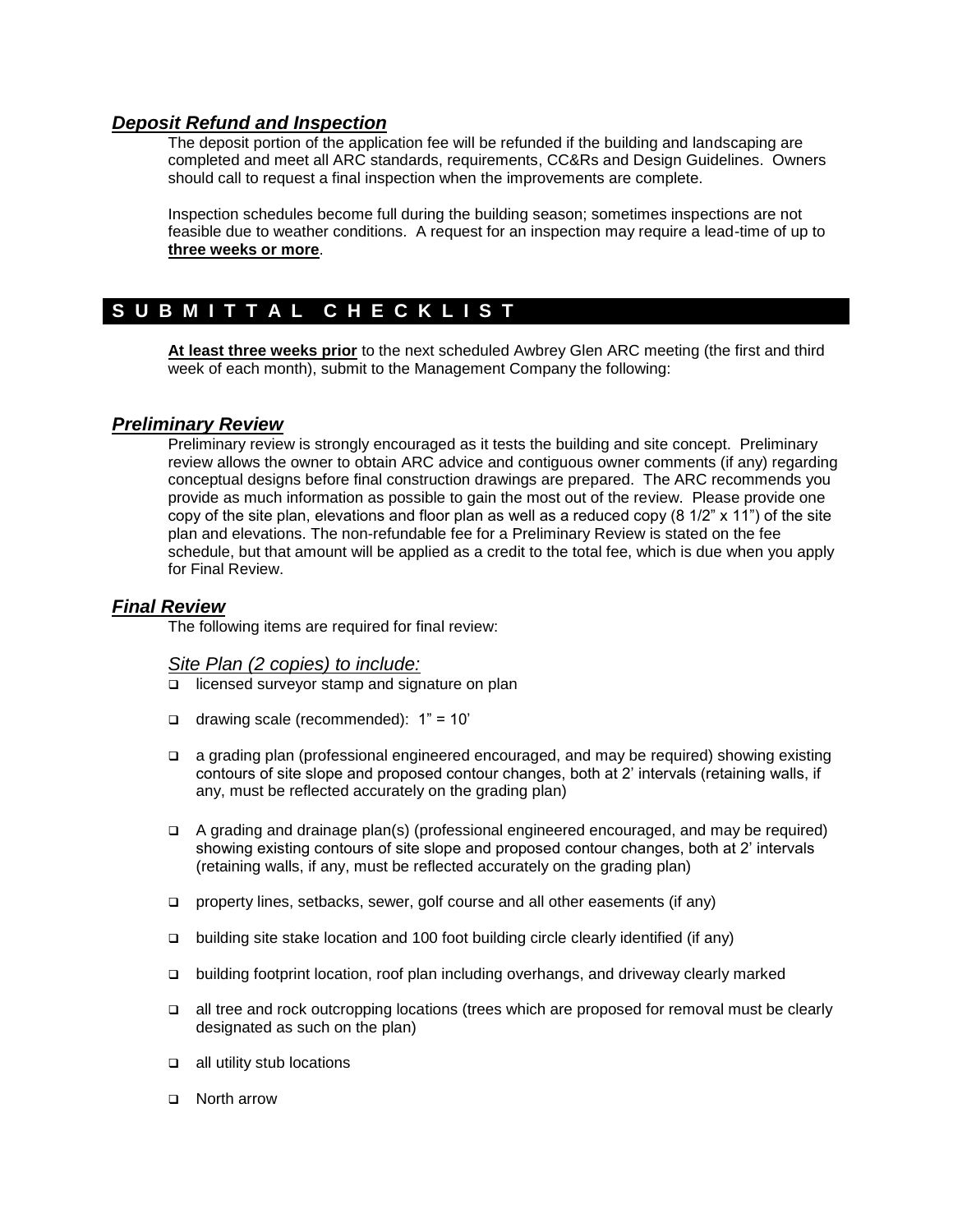### ***Deposit Refund and Inspection***

The deposit portion of the application fee will be refunded if the building and landscaping are completed and meet all ARC standards, requirements, CC&Rs and Design Guidelines. Owners should call to request a final inspection when the improvements are complete.

Inspection schedules become full during the building season; sometimes inspections are not feasible due to weather conditions. A request for an inspection may require a lead-time of up to **three weeks or more**.

## S U B M I T T A L C H E C K L I S T

**At least three weeks prior** to the next scheduled Awbrey Glen ARC meeting (the first and third week of each month), submit to the Management Company the following:

### ***Preliminary Review***

Preliminary review is strongly encouraged as it tests the building and site concept. Preliminary review allows the owner to obtain ARC advice and contiguous owner comments (if any) regarding conceptual designs before final construction drawings are prepared. The ARC recommends you provide as much information as possible to gain the most out of the review. Please provide one copy of the site plan, elevations and floor plan as well as a reduced copy (8 1/2" x 11") of the site plan and elevations. The non-refundable fee for a Preliminary Review is stated on the fee schedule, but that amount will be applied as a credit to the total fee, which is due when you apply for Final Review.

### ***Final Review***

The following items are required for final review:

*Site Plan (2 copies) to include:*

- licensed surveyor stamp and signature on plan
- drawing scale (recommended): 1" = 10'
- a grading plan (professional engineered encouraged, and may be required) showing existing contours of site slope and proposed contour changes, both at 2' intervals (retaining walls, if any, must be reflected accurately on the grading plan)
- A grading and drainage plan(s) (professional engineered encouraged, and may be required) showing existing contours of site slope and proposed contour changes, both at 2' intervals (retaining walls, if any, must be reflected accurately on the grading plan)
- property lines, setbacks, sewer, golf course and all other easements (if any)
- building site stake location and 100 foot building circle clearly identified (if any)
- building footprint location, roof plan including overhangs, and driveway clearly marked
- all tree and rock outcropping locations (trees which are proposed for removal must be clearly designated as such on the plan)
- all utility stub locations
- North arrow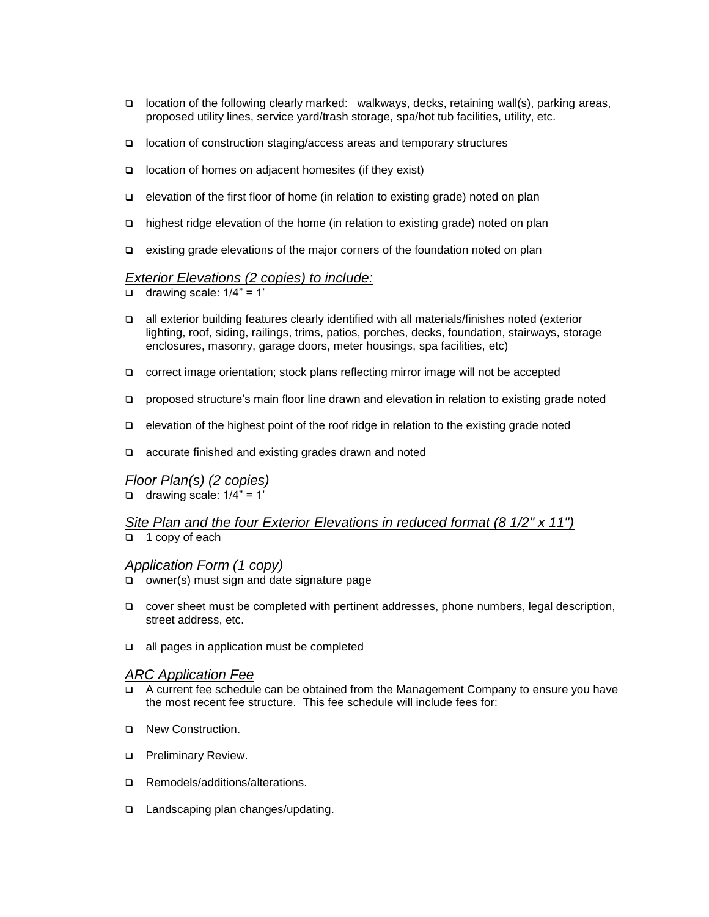- location of the following clearly marked: walkways, decks, retaining wall(s), parking areas, proposed utility lines, service yard/trash storage, spa/hot tub facilities, utility, etc.
- location of construction staging/access areas and temporary structures
- location of homes on adjacent homesites (if they exist)
- elevation of the first floor of home (in relation to existing grade) noted on plan
- highest ridge elevation of the home (in relation to existing grade) noted on plan
- existing grade elevations of the major corners of the foundation noted on plan

### *Exterior Elevations (2 copies) to include:*

- drawing scale: 1/4" = 1'
- all exterior building features clearly identified with all materials/finishes noted (exterior lighting, roof, siding, railings, trims, patios, porches, decks, foundation, stairways, storage enclosures, masonry, garage doors, meter housings, spa facilities, etc)
- correct image orientation; stock plans reflecting mirror image will not be accepted
- proposed structure's main floor line drawn and elevation in relation to existing grade noted
- elevation of the highest point of the roof ridge in relation to the existing grade noted
- accurate finished and existing grades drawn and noted

### *Floor Plan(s) (2 copies)*

- drawing scale: 1/4" = 1'

### *Site Plan and the four Exterior Elevations in reduced format (8 1/2" x 11")*

- 1 copy of each

### *Application Form (1 copy)*

- owner(s) must sign and date signature page
- cover sheet must be completed with pertinent addresses, phone numbers, legal description, street address, etc.
- all pages in application must be completed

### *ARC Application Fee*

- A current fee schedule can be obtained from the Management Company to ensure you have the most recent fee structure. This fee schedule will include fees for:
- New Construction.
- Preliminary Review.
- Remodels/additions/alterations.
- Landscaping plan changes/updating.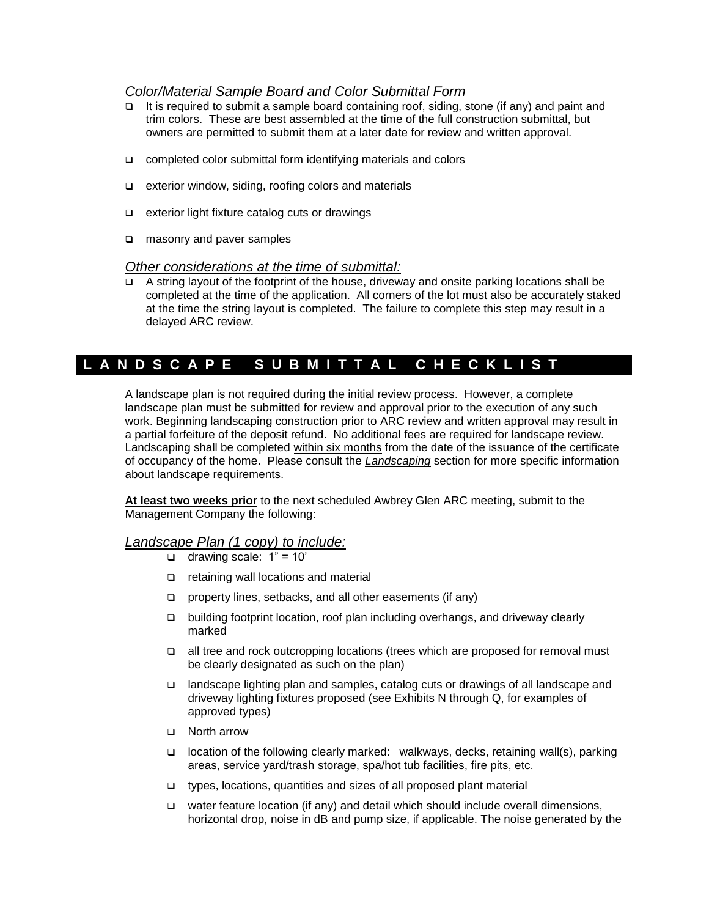### *Color/Material Sample Board and Color Submittal Form*

- It is required to submit a sample board containing roof, siding, stone (if any) and paint and trim colors. These are best assembled at the time of the full construction submittal, but owners are permitted to submit them at a later date for review and written approval.
- completed color submittal form identifying materials and colors
- exterior window, siding, roofing colors and materials
- exterior light fixture catalog cuts or drawings
- masonry and paver samples

### *Other considerations at the time of submittal:*

- A string layout of the footprint of the house, driveway and onsite parking locations shall be completed at the time of the application. All corners of the lot must also be accurately staked at the time the string layout is completed. The failure to complete this step may result in a delayed ARC review.

## LANDSCAPE SUBMITTAL CHECKLIST

A landscape plan is not required during the initial review process. However, a complete landscape plan must be submitted for review and approval prior to the execution of any such work. Beginning landscaping construction prior to ARC review and written approval may result in a partial forfeiture of the deposit refund. No additional fees are required for landscape review. Landscaping shall be completed within six months from the date of the issuance of the certificate of occupancy of the home. Please consult the ***Landscaping*** section for more specific information about landscape requirements.

**At least two weeks prior** to the next scheduled Awbrey Glen ARC meeting, submit to the Management Company the following:

### *Landscape Plan (1 copy) to include:*

- drawing scale: 1" = 10'
- retaining wall locations and material
- property lines, setbacks, and all other easements (if any)
- building footprint location, roof plan including overhangs, and driveway clearly marked
- all tree and rock outcropping locations (trees which are proposed for removal must be clearly designated as such on the plan)
- landscape lighting plan and samples, catalog cuts or drawings of all landscape and driveway lighting fixtures proposed (see Exhibits N through Q, for examples of approved types)
- North arrow
- location of the following clearly marked: walkways, decks, retaining wall(s), parking areas, service yard/trash storage, spa/hot tub facilities, fire pits, etc.
- types, locations, quantities and sizes of all proposed plant material
- water feature location (if any) and detail which should include overall dimensions, horizontal drop, noise in dB and pump size, if applicable. The noise generated by the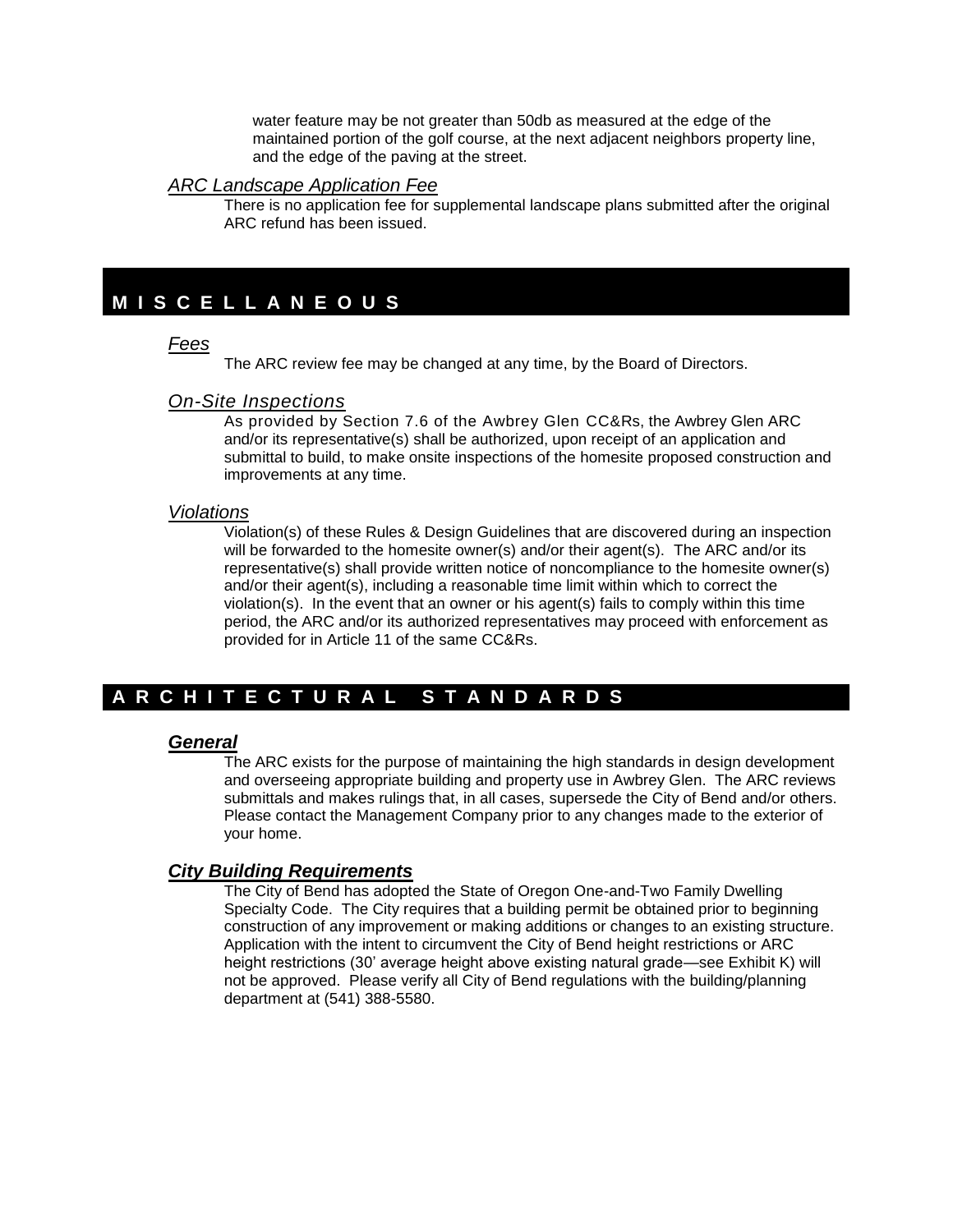water feature may be not greater than 50db as measured at the edge of the maintained portion of the golf course, at the next adjacent neighbors property line, and the edge of the paving at the street.

### *ARC Landscape Application Fee*

There is no application fee for supplemental landscape plans submitted after the original ARC refund has been issued.

## MISCELLANEOUS

### *Fees*

The ARC review fee may be changed at any time, by the Board of Directors.

### *On-Site Inspections*

As provided by Section 7.6 of the Awbrey Glen CC&Rs, the Awbrey Glen ARC and/or its representative(s) shall be authorized, upon receipt of an application and submittal to build, to make onsite inspections of the homesite proposed construction and improvements at any time.

### *Violations*

Violation(s) of these Rules & Design Guidelines that are discovered during an inspection will be forwarded to the homesite owner(s) and/or their agent(s). The ARC and/or its representative(s) shall provide written notice of noncompliance to the homesite owner(s) and/or their agent(s), including a reasonable time limit within which to correct the violation(s). In the event that an owner or his agent(s) fails to comply within this time period, the ARC and/or its authorized representatives may proceed with enforcement as provided for in Article 11 of the same CC&Rs.

## ARCHITECTURAL STANDARDS

### ***General***

The ARC exists for the purpose of maintaining the high standards in design development and overseeing appropriate building and property use in Awbrey Glen. The ARC reviews submittals and makes rulings that, in all cases, supersede the City of Bend and/or others. Please contact the Management Company prior to any changes made to the exterior of your home.

### ***City Building Requirements***

The City of Bend has adopted the State of Oregon One-and-Two Family Dwelling Specialty Code. The City requires that a building permit be obtained prior to beginning construction of any improvement or making additions or changes to an existing structure. Application with the intent to circumvent the City of Bend height restrictions or ARC height restrictions (30' average height above existing natural grade—see Exhibit K) will not be approved. Please verify all City of Bend regulations with the building/planning department at (541) 388-5580.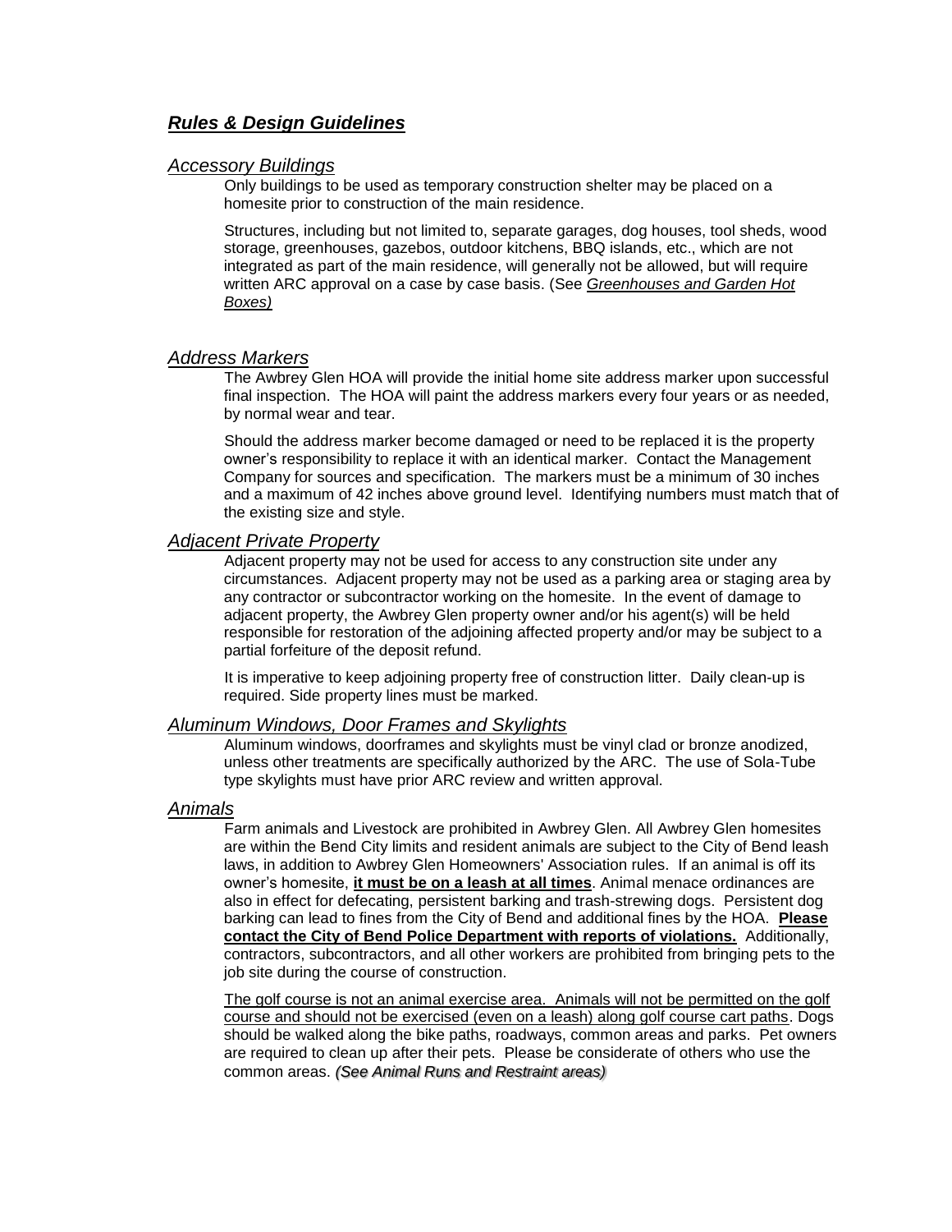## ***Rules & Design Guidelines***

### *Accessory Buildings*

Only buildings to be used as temporary construction shelter may be placed on a homesite prior to construction of the main residence.

Structures, including but not limited to, separate garages, dog houses, tool sheds, wood storage, greenhouses, gazebos, outdoor kitchens, BBQ islands, etc., which are not integrated as part of the main residence, will generally not be allowed, but will require written ARC approval on a case by case basis. (See *Greenhouses and Garden Hot Boxes)*

### *Address Markers*

The Awbrey Glen HOA will provide the initial home site address marker upon successful final inspection. The HOA will paint the address markers every four years or as needed, by normal wear and tear.

Should the address marker become damaged or need to be replaced it is the property owner's responsibility to replace it with an identical marker. Contact the Management Company for sources and specification. The markers must be a minimum of 30 inches and a maximum of 42 inches above ground level. Identifying numbers must match that of the existing size and style.

### *Adjacent Private Property*

Adjacent property may not be used for access to any construction site under any circumstances. Adjacent property may not be used as a parking area or staging area by any contractor or subcontractor working on the homesite. In the event of damage to adjacent property, the Awbrey Glen property owner and/or his agent(s) will be held responsible for restoration of the adjoining affected property and/or may be subject to a partial forfeiture of the deposit refund.

It is imperative to keep adjoining property free of construction litter. Daily clean-up is required. Side property lines must be marked.

### *Aluminum Windows, Door Frames and Skylights*

Aluminum windows, doorframes and skylights must be vinyl clad or bronze anodized, unless other treatments are specifically authorized by the ARC. The use of Sola-Tube type skylights must have prior ARC review and written approval.

### *Animals*

Farm animals and Livestock are prohibited in Awbrey Glen. All Awbrey Glen homesites are within the Bend City limits and resident animals are subject to the City of Bend leash laws, in addition to Awbrey Glen Homeowners' Association rules. If an animal is off its owner's homesite, **it must be on a leash at all times**. Animal menace ordinances are also in effect for defecating, persistent barking and trash-strewing dogs. Persistent dog barking can lead to fines from the City of Bend and additional fines by the HOA. **Please contact the City of Bend Police Department with reports of violations.** Additionally, contractors, subcontractors, and all other workers are prohibited from bringing pets to the job site during the course of construction.

The golf course is not an animal exercise area. Animals will not be permitted on the golf course and should not be exercised (even on a leash) along golf course cart paths. Dogs should be walked along the bike paths, roadways, common areas and parks. Pet owners are required to clean up after their pets. Please be considerate of others who use the common areas. *(See Animal Runs and Restraint areas)*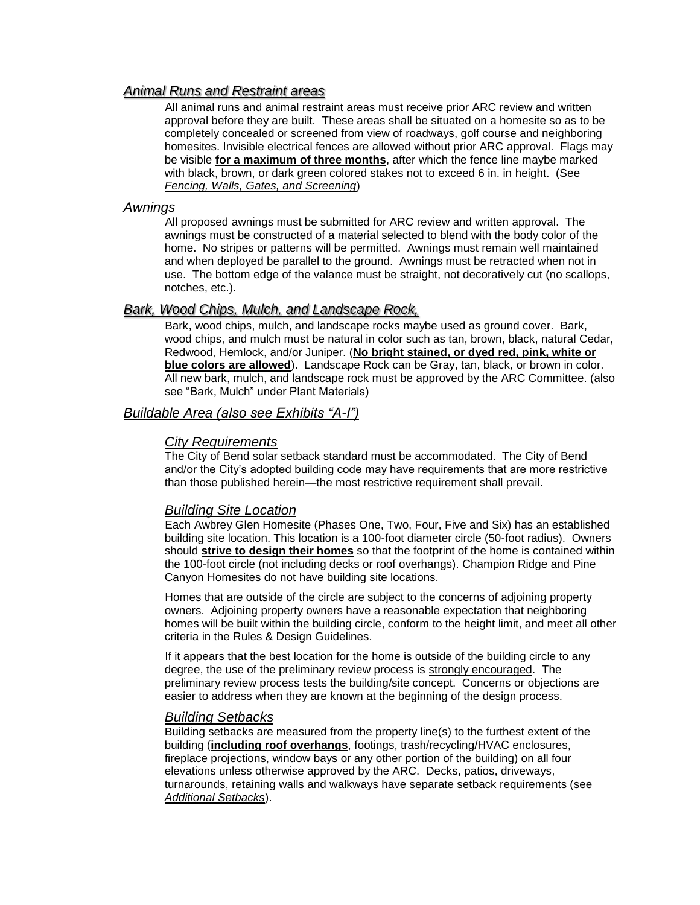### *Animal Runs and Restraint areas*

All animal runs and animal restraint areas must receive prior ARC review and written approval before they are built. These areas shall be situated on a homesite so as to be completely concealed or screened from view of roadways, golf course and neighboring homesites. Invisible electrical fences are allowed without prior ARC approval. Flags may be visible **for a maximum of three months**, after which the fence line maybe marked with black, brown, or dark green colored stakes not to exceed 6 in. in height. (See *Fencing, Walls, Gates, and Screening*)

### *Awnings*

All proposed awnings must be submitted for ARC review and written approval. The awnings must be constructed of a material selected to blend with the body color of the home. No stripes or patterns will be permitted. Awnings must remain well maintained and when deployed be parallel to the ground. Awnings must be retracted when not in use. The bottom edge of the valance must be straight, not decoratively cut (no scallops, notches, etc.).

### *Bark, Wood Chips, Mulch, and Landscape Rock,*

Bark, wood chips, mulch, and landscape rocks maybe used as ground cover. Bark, wood chips, and mulch must be natural in color such as tan, brown, black, natural Cedar, Redwood, Hemlock, and/or Juniper. (**No bright stained, or dyed red, pink, white or blue colors are allowed**). Landscape Rock can be Gray, tan, black, or brown in color. All new bark, mulch, and landscape rock must be approved by the ARC Committee. (also see "Bark, Mulch" under Plant Materials)

### *Buildable Area (also see Exhibits "A-I")*

#### *City Requirements*

The City of Bend solar setback standard must be accommodated. The City of Bend and/or the City's adopted building code may have requirements that are more restrictive than those published herein—the most restrictive requirement shall prevail.

#### *Building Site Location*

Each Awbrey Glen Homesite (Phases One, Two, Four, Five and Six) has an established building site location. This location is a 100-foot diameter circle (50-foot radius). Owners should **strive to design their homes** so that the footprint of the home is contained within the 100-foot circle (not including decks or roof overhangs). Champion Ridge and Pine Canyon Homesites do not have building site locations.

Homes that are outside of the circle are subject to the concerns of adjoining property owners. Adjoining property owners have a reasonable expectation that neighboring homes will be built within the building circle, conform to the height limit, and meet all other criteria in the Rules & Design Guidelines.

If it appears that the best location for the home is outside of the building circle to any degree, the use of the preliminary review process is strongly encouraged. The preliminary review process tests the building/site concept. Concerns or objections are easier to address when they are known at the beginning of the design process.

#### *Building Setbacks*

Building setbacks are measured from the property line(s) to the furthest extent of the building (**including roof overhangs**, footings, trash/recycling/HVAC enclosures, fireplace projections, window bays or any other portion of the building) on all four elevations unless otherwise approved by the ARC. Decks, patios, driveways, turnarounds, retaining walls and walkways have separate setback requirements (see *Additional Setbacks*).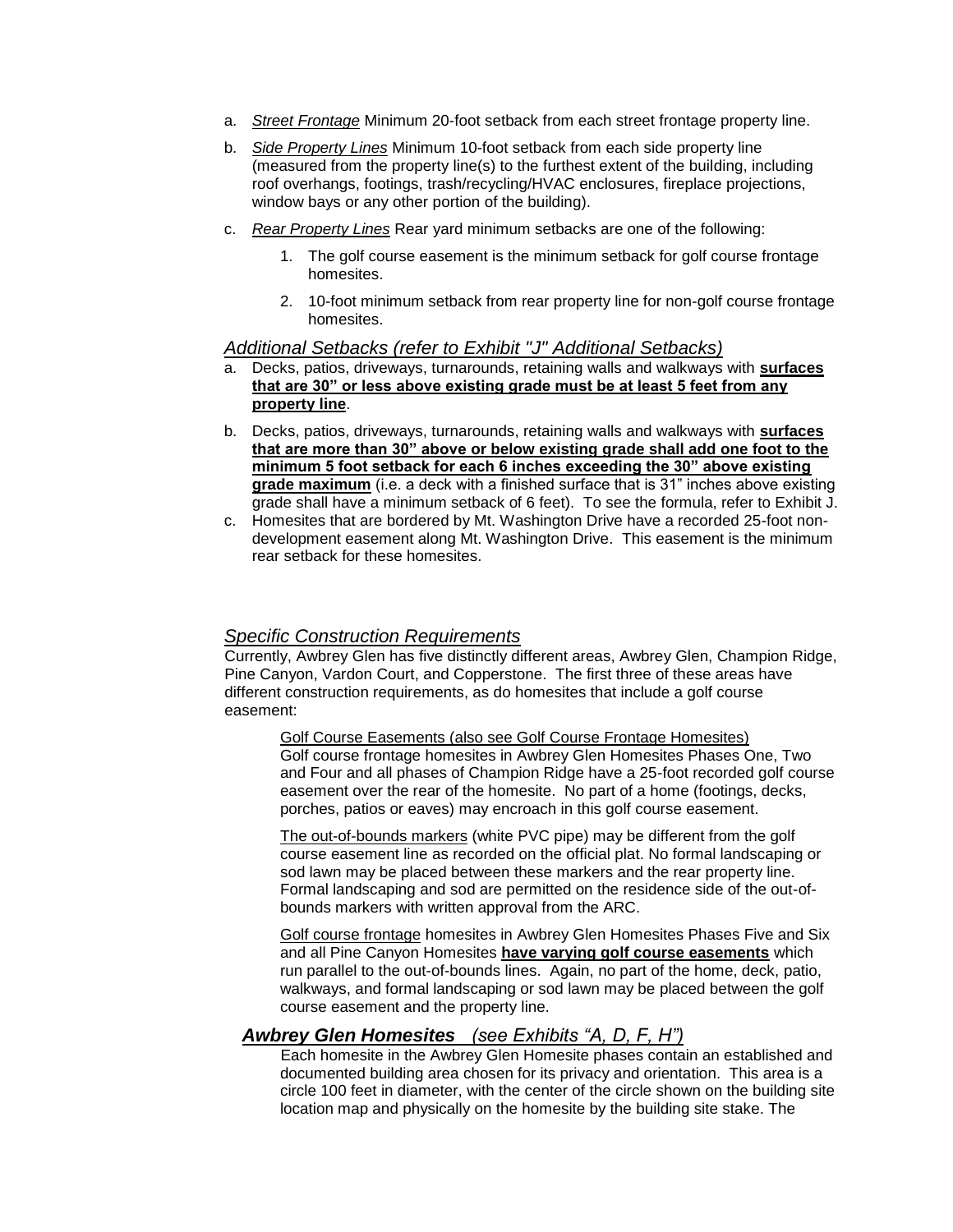a. *Street Frontage* Minimum 20-foot setback from each street frontage property line.

b. *Side Property Lines* Minimum 10-foot setback from each side property line (measured from the property line(s) to the furthest extent of the building, including roof overhangs, footings, trash/recycling/HVAC enclosures, fireplace projections, window bays or any other portion of the building).

c. *Rear Property Lines* Rear yard minimum setbacks are one of the following:

    1. The golf course easement is the minimum setback for golf course frontage homesites.

    2. 10-foot minimum setback from rear property line for non-golf course frontage homesites.

### *Additional Setbacks (refer to Exhibit "J" Additional Setbacks)*

a. Decks, patios, driveways, turnarounds, retaining walls and walkways with **surfaces that are 30" or less above existing grade must be at least 5 feet from any property line**.

b. Decks, patios, driveways, turnarounds, retaining walls and walkways with **surfaces that are more than 30" above or below existing grade shall add one foot to the minimum 5 foot setback for each 6 inches exceeding the 30" above existing grade maximum** (i.e. a deck with a finished surface that is 31" inches above existing grade shall have a minimum setback of 6 feet). To see the formula, refer to Exhibit J.

c. Homesites that are bordered by Mt. Washington Drive have a recorded 25-foot non-development easement along Mt. Washington Drive. This easement is the minimum rear setback for these homesites.

### *Specific Construction Requirements*

Currently, Awbrey Glen has five distinctly different areas, Awbrey Glen, Champion Ridge, Pine Canyon, Vardon Court, and Copperstone. The first three of these areas have different construction requirements, as do homesites that include a golf course easement:

Golf Course Easements (also see Golf Course Frontage Homesites)
Golf course frontage homesites in Awbrey Glen Homesites Phases One, Two and Four and all phases of Champion Ridge have a 25-foot recorded golf course easement over the rear of the homesite. No part of a home (footings, decks, porches, patios or eaves) may encroach in this golf course easement.

The out-of-bounds markers (white PVC pipe) may be different from the golf course easement line as recorded on the official plat. No formal landscaping or sod lawn may be placed between these markers and the rear property line. Formal landscaping and sod are permitted on the residence side of the out-of-bounds markers with written approval from the ARC.

Golf course frontage homesites in Awbrey Glen Homesites Phases Five and Six and all Pine Canyon Homesites **have varying golf course easements** which run parallel to the out-of-bounds lines. Again, no part of the home, deck, patio, walkways, and formal landscaping or sod lawn may be placed between the golf course easement and the property line.

### ***Awbrey Glen Homesites*** *(see Exhibits "A, D, F, H")*

Each homesite in the Awbrey Glen Homesite phases contain an established and documented building area chosen for its privacy and orientation. This area is a circle 100 feet in diameter, with the center of the circle shown on the building site location map and physically on the homesite by the building site stake. The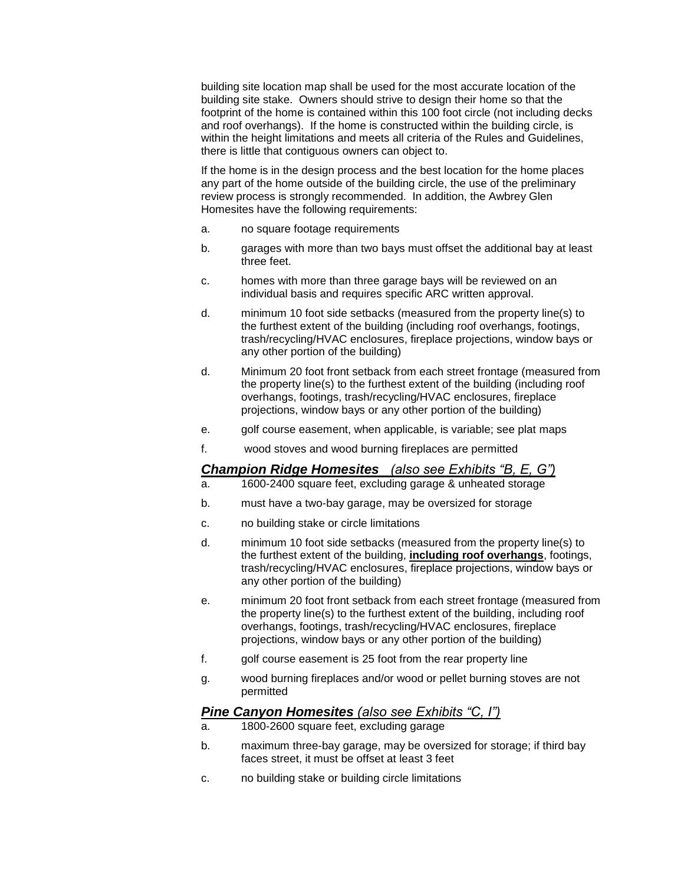building site location map shall be used for the most accurate location of the building site stake. Owners should strive to design their home so that the footprint of the home is contained within this 100 foot circle (not including decks and roof overhangs). If the home is constructed within the building circle, is within the height limitations and meets all criteria of the Rules and Guidelines, there is little that contiguous owners can object to.

If the home is in the design process and the best location for the home places any part of the home outside of the building circle, the use of the preliminary review process is strongly recommended. In addition, the Awbrey Glen Homesites have the following requirements:

a. no square footage requirements

b. garages with more than two bays must offset the additional bay at least three feet.

c. homes with more than three garage bays will be reviewed on an individual basis and requires specific ARC written approval.

d. minimum 10 foot side setbacks (measured from the property line(s) to the furthest extent of the building (including roof overhangs, footings, trash/recycling/HVAC enclosures, fireplace projections, window bays or any other portion of the building)

d. Minimum 20 foot front setback from each street frontage (measured from the property line(s) to the furthest extent of the building (including roof overhangs, footings, trash/recycling/HVAC enclosures, fireplace projections, window bays or any other portion of the building)

e. golf course easement, when applicable, is variable; see plat maps

f. wood stoves and wood burning fireplaces are permitted

### ***Champion Ridge Homesites*** *(also see Exhibits “B, E, G”)*

a. 1600-2400 square feet, excluding garage & unheated storage

b. must have a two-bay garage, may be oversized for storage

c. no building stake or circle limitations

d. minimum 10 foot side setbacks (measured from the property line(s) to the furthest extent of the building, **including roof overhangs**, footings, trash/recycling/HVAC enclosures, fireplace projections, window bays or any other portion of the building)

e. minimum 20 foot front setback from each street frontage (measured from the property line(s) to the furthest extent of the building, including roof overhangs, footings, trash/recycling/HVAC enclosures, fireplace projections, window bays or any other portion of the building)

f. golf course easement is 25 foot from the rear property line

g. wood burning fireplaces and/or wood or pellet burning stoves are not permitted

### ***Pine Canyon Homesites*** *(also see Exhibits “C, I”)*

a. 1800-2600 square feet, excluding garage

b. maximum three-bay garage, may be oversized for storage; if third bay faces street, it must be offset at least 3 feet

c. no building stake or building circle limitations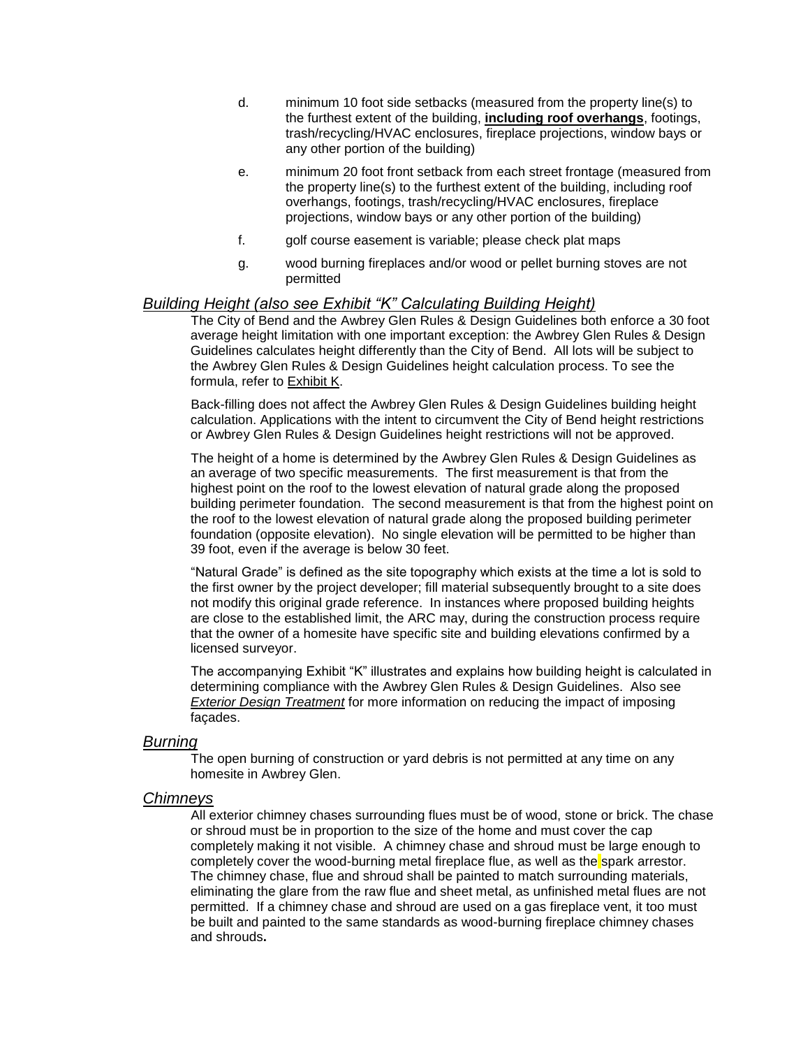d. minimum 10 foot side setbacks (measured from the property line(s) to the furthest extent of the building, **including roof overhangs**, footings, trash/recycling/HVAC enclosures, fireplace projections, window bays or any other portion of the building)

e. minimum 20 foot front setback from each street frontage (measured from the property line(s) to the furthest extent of the building, including roof overhangs, footings, trash/recycling/HVAC enclosures, fireplace projections, window bays or any other portion of the building)

f. golf course easement is variable; please check plat maps

g. wood burning fireplaces and/or wood or pellet burning stoves are not permitted

## *Building Height (also see Exhibit "K" Calculating Building Height)*

The City of Bend and the Awbrey Glen Rules & Design Guidelines both enforce a 30 foot average height limitation with one important exception: the Awbrey Glen Rules & Design Guidelines calculates height differently than the City of Bend. All lots will be subject to the Awbrey Glen Rules & Design Guidelines height calculation process. To see the formula, refer to Exhibit K.

Back-filling does not affect the Awbrey Glen Rules & Design Guidelines building height calculation. Applications with the intent to circumvent the City of Bend height restrictions or Awbrey Glen Rules & Design Guidelines height restrictions will not be approved.

The height of a home is determined by the Awbrey Glen Rules & Design Guidelines as an average of two specific measurements. The first measurement is that from the highest point on the roof to the lowest elevation of natural grade along the proposed building perimeter foundation. The second measurement is that from the highest point on the roof to the lowest elevation of natural grade along the proposed building perimeter foundation (opposite elevation). No single elevation will be permitted to be higher than 39 foot, even if the average is below 30 feet.

"Natural Grade" is defined as the site topography which exists at the time a lot is sold to the first owner by the project developer; fill material subsequently brought to a site does not modify this original grade reference. In instances where proposed building heights are close to the established limit, the ARC may, during the construction process require that the owner of a homesite have specific site and building elevations confirmed by a licensed surveyor.

The accompanying Exhibit "K" illustrates and explains how building height is calculated in determining compliance with the Awbrey Glen Rules & Design Guidelines. Also see *Exterior Design Treatment* for more information on reducing the impact of imposing façades.

## *Burning*

The open burning of construction or yard debris is not permitted at any time on any homesite in Awbrey Glen.

## *Chimneys*

All exterior chimney chases surrounding flues must be of wood, stone or brick. The chase or shroud must be in proportion to the size of the home and must cover the cap completely making it not visible. A chimney chase and shroud must be large enough to completely cover the wood-burning metal fireplace flue, as well as the spark arrestor. The chimney chase, flue and shroud shall be painted to match surrounding materials, eliminating the glare from the raw flue and sheet metal, as unfinished metal flues are not permitted. If a chimney chase and shroud are used on a gas fireplace vent, it too must be built and painted to the same standards as wood-burning fireplace chimney chases and shrouds.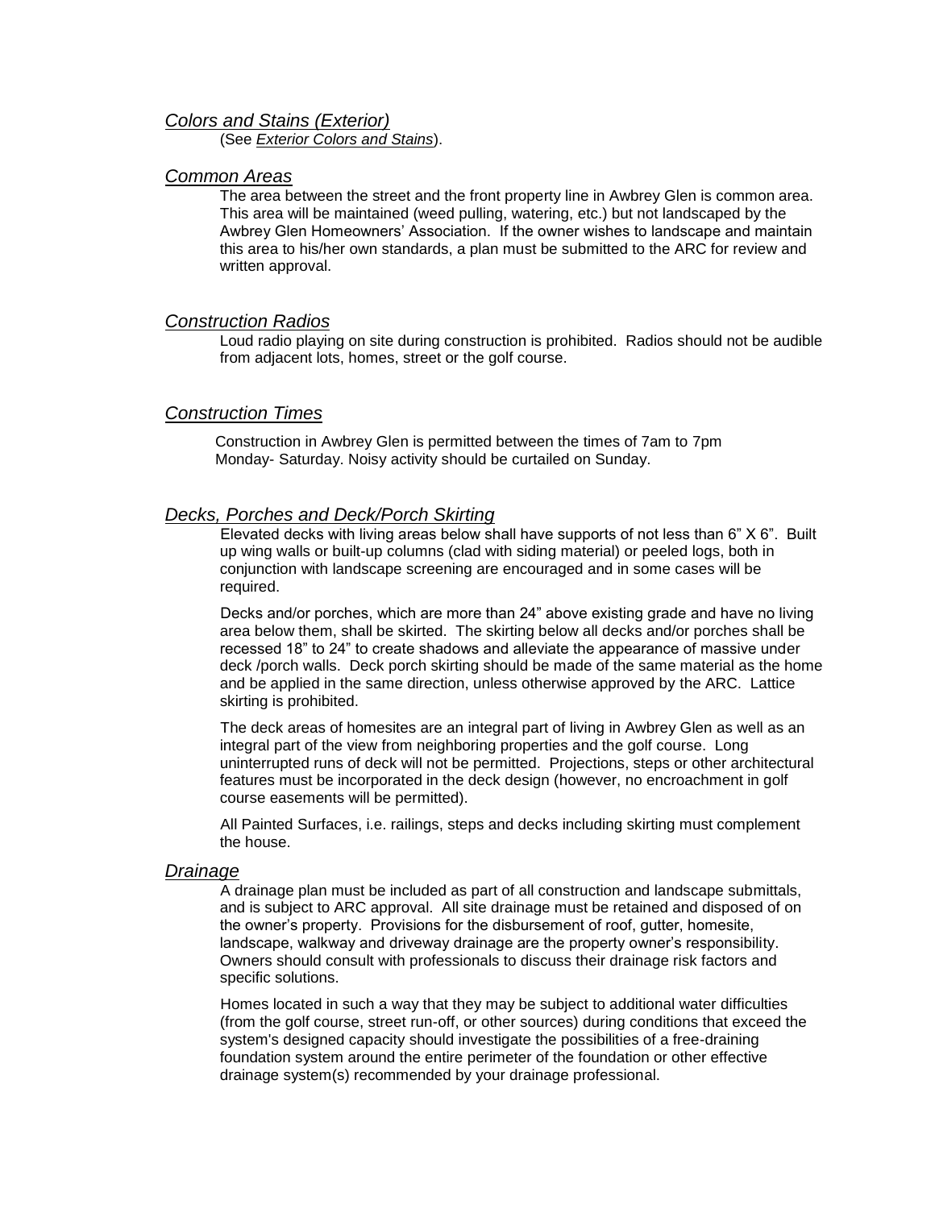### *Colors and Stains (Exterior)*

(See *Exterior Colors and Stains*).

### *Common Areas*

The area between the street and the front property line in Awbrey Glen is common area. This area will be maintained (weed pulling, watering, etc.) but not landscaped by the Awbrey Glen Homeowners' Association. If the owner wishes to landscape and maintain this area to his/her own standards, a plan must be submitted to the ARC for review and written approval.

### *Construction Radios*

Loud radio playing on site during construction is prohibited. Radios should not be audible from adjacent lots, homes, street or the golf course.

### *Construction Times*

Construction in Awbrey Glen is permitted between the times of 7am to 7pm Monday- Saturday. Noisy activity should be curtailed on Sunday.

### *Decks, Porches and Deck/Porch Skirting*

Elevated decks with living areas below shall have supports of not less than 6" X 6". Built up wing walls or built-up columns (clad with siding material) or peeled logs, both in conjunction with landscape screening are encouraged and in some cases will be required.

Decks and/or porches, which are more than 24" above existing grade and have no living area below them, shall be skirted. The skirting below all decks and/or porches shall be recessed 18" to 24" to create shadows and alleviate the appearance of massive under deck /porch walls. Deck porch skirting should be made of the same material as the home and be applied in the same direction, unless otherwise approved by the ARC. Lattice skirting is prohibited.

The deck areas of homesites are an integral part of living in Awbrey Glen as well as an integral part of the view from neighboring properties and the golf course. Long uninterrupted runs of deck will not be permitted. Projections, steps or other architectural features must be incorporated in the deck design (however, no encroachment in golf course easements will be permitted).

All Painted Surfaces, i.e. railings, steps and decks including skirting must complement the house.

### *Drainage*

A drainage plan must be included as part of all construction and landscape submittals, and is subject to ARC approval. All site drainage must be retained and disposed of on the owner's property. Provisions for the disbursement of roof, gutter, homesite, landscape, walkway and driveway drainage are the property owner's responsibility. Owners should consult with professionals to discuss their drainage risk factors and specific solutions.

Homes located in such a way that they may be subject to additional water difficulties (from the golf course, street run-off, or other sources) during conditions that exceed the system's designed capacity should investigate the possibilities of a free-draining foundation system around the entire perimeter of the foundation or other effective drainage system(s) recommended by your drainage professional.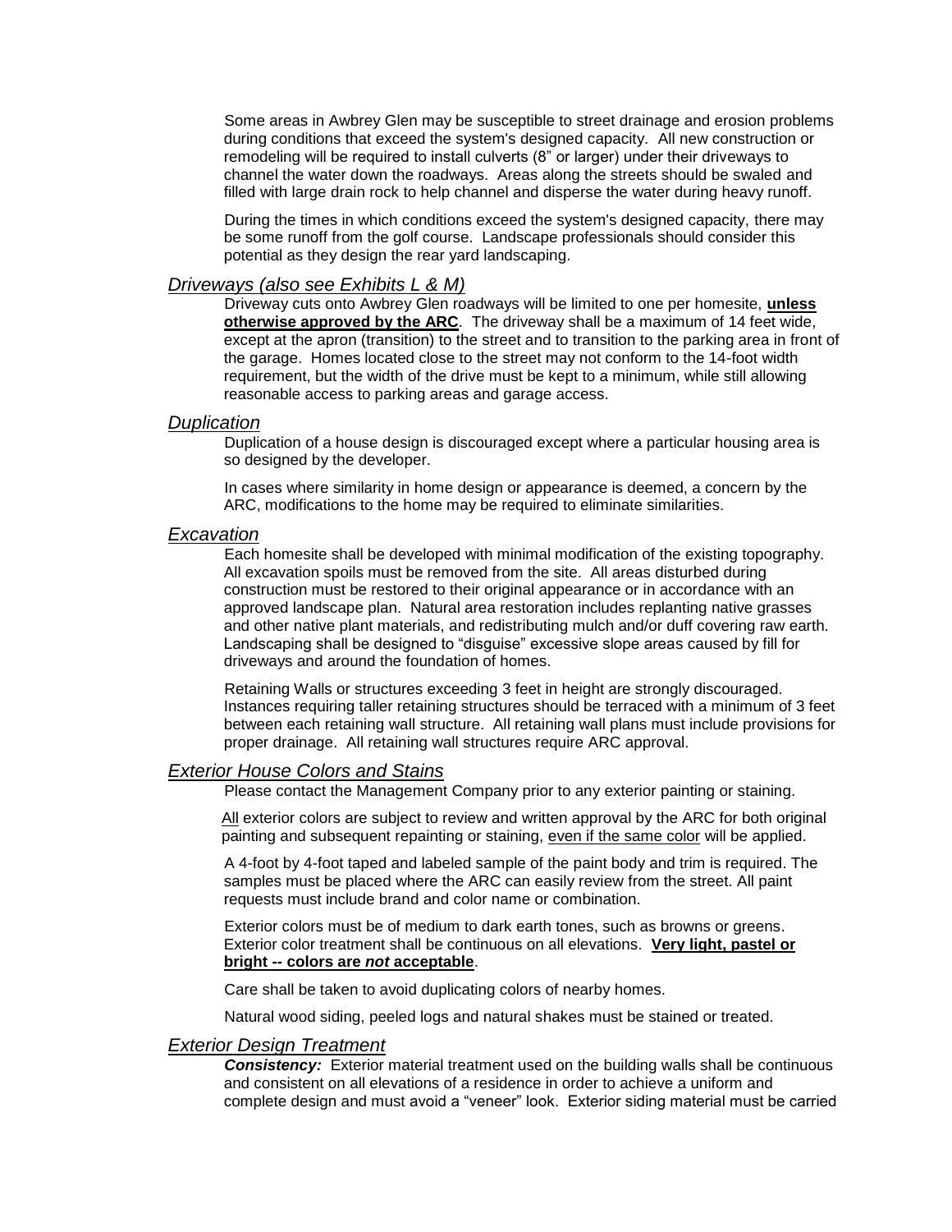Some areas in Awbrey Glen may be susceptible to street drainage and erosion problems during conditions that exceed the system's designed capacity. All new construction or remodeling will be required to install culverts (8" or larger) under their driveways to channel the water down the roadways. Areas along the streets should be swaled and filled with large drain rock to help channel and disperse the water during heavy runoff.

During the times in which conditions exceed the system's designed capacity, there may be some runoff from the golf course. Landscape professionals should consider this potential as they design the rear yard landscaping.

### *Driveways (also see Exhibits L & M)*

Driveway cuts onto Awbrey Glen roadways will be limited to one per homesite, **unless otherwise approved by the ARC**. The driveway shall be a maximum of 14 feet wide, except at the apron (transition) to the street and to transition to the parking area in front of the garage. Homes located close to the street may not conform to the 14-foot width requirement, but the width of the drive must be kept to a minimum, while still allowing reasonable access to parking areas and garage access.

### *Duplication*

Duplication of a house design is discouraged except where a particular housing area is so designed by the developer.

In cases where similarity in home design or appearance is deemed, a concern by the ARC, modifications to the home may be required to eliminate similarities.

### *Excavation*

Each homesite shall be developed with minimal modification of the existing topography. All excavation spoils must be removed from the site. All areas disturbed during construction must be restored to their original appearance or in accordance with an approved landscape plan. Natural area restoration includes replanting native grasses and other native plant materials, and redistributing mulch and/or duff covering raw earth. Landscaping shall be designed to "disguise" excessive slope areas caused by fill for driveways and around the foundation of homes.

Retaining Walls or structures exceeding 3 feet in height are strongly discouraged. Instances requiring taller retaining structures should be terraced with a minimum of 3 feet between each retaining wall structure. All retaining wall plans must include provisions for proper drainage. All retaining wall structures require ARC approval.

### *Exterior House Colors and Stains*

Please contact the Management Company prior to any exterior painting or staining.

All exterior colors are subject to review and written approval by the ARC for both original painting and subsequent repainting or staining, even if the same color will be applied.

A 4-foot by 4-foot taped and labeled sample of the paint body and trim is required. The samples must be placed where the ARC can easily review from the street. All paint requests must include brand and color name or combination.

Exterior colors must be of medium to dark earth tones, such as browns or greens. Exterior color treatment shall be continuous on all elevations. **Very light, pastel or bright -- colors are *not* acceptable**.

Care shall be taken to avoid duplicating colors of nearby homes.

Natural wood siding, peeled logs and natural shakes must be stained or treated.

### *Exterior Design Treatment*

***Consistency:*** Exterior material treatment used on the building walls shall be continuous and consistent on all elevations of a residence in order to achieve a uniform and complete design and must avoid a "veneer" look. Exterior siding material must be carried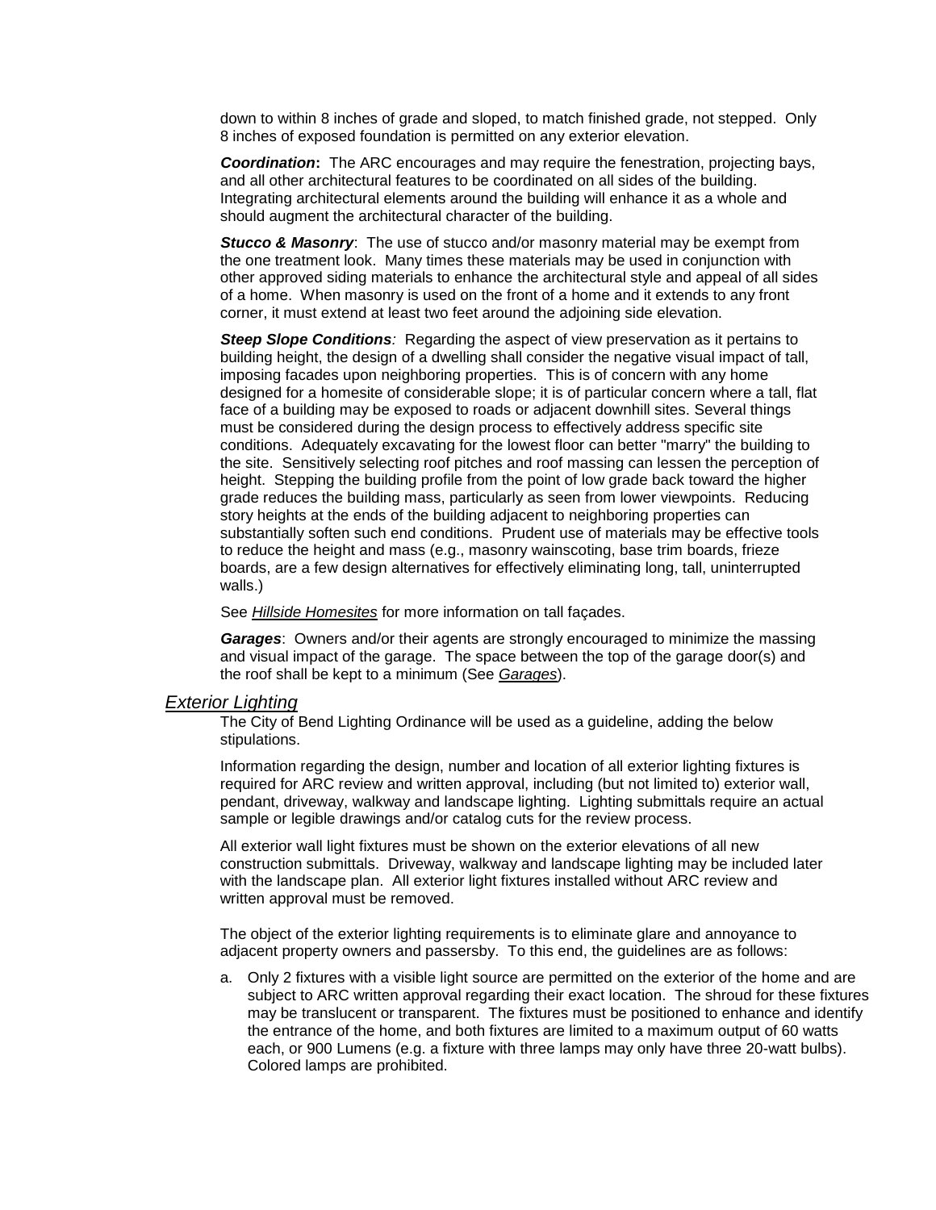down to within 8 inches of grade and sloped, to match finished grade, not stepped. Only 8 inches of exposed foundation is permitted on any exterior elevation.

***Coordination*****:** The ARC encourages and may require the fenestration, projecting bays, and all other architectural features to be coordinated on all sides of the building. Integrating architectural elements around the building will enhance it as a whole and should augment the architectural character of the building.

***Stucco & Masonry***: The use of stucco and/or masonry material may be exempt from the one treatment look. Many times these materials may be used in conjunction with other approved siding materials to enhance the architectural style and appeal of all sides of a home. When masonry is used on the front of a home and it extends to any front corner, it must extend at least two feet around the adjoining side elevation.

***Steep Slope Conditions****:* Regarding the aspect of view preservation as it pertains to building height, the design of a dwelling shall consider the negative visual impact of tall, imposing facades upon neighboring properties. This is of concern with any home designed for a homesite of considerable slope; it is of particular concern where a tall, flat face of a building may be exposed to roads or adjacent downhill sites. Several things must be considered during the design process to effectively address specific site conditions. Adequately excavating for the lowest floor can better "marry" the building to the site. Sensitively selecting roof pitches and roof massing can lessen the perception of height. Stepping the building profile from the point of low grade back toward the higher grade reduces the building mass, particularly as seen from lower viewpoints. Reducing story heights at the ends of the building adjacent to neighboring properties can substantially soften such end conditions. Prudent use of materials may be effective tools to reduce the height and mass (e.g., masonry wainscoting, base trim boards, frieze boards, are a few design alternatives for effectively eliminating long, tall, uninterrupted walls.)

See *Hillside Homesites* for more information on tall façades.

***Garages***: Owners and/or their agents are strongly encouraged to minimize the massing and visual impact of the garage. The space between the top of the garage door(s) and the roof shall be kept to a minimum (See *Garages*).

## *Exterior Lighting*

The City of Bend Lighting Ordinance will be used as a guideline, adding the below stipulations.

Information regarding the design, number and location of all exterior lighting fixtures is required for ARC review and written approval, including (but not limited to) exterior wall, pendant, driveway, walkway and landscape lighting. Lighting submittals require an actual sample or legible drawings and/or catalog cuts for the review process.

All exterior wall light fixtures must be shown on the exterior elevations of all new construction submittals. Driveway, walkway and landscape lighting may be included later with the landscape plan. All exterior light fixtures installed without ARC review and written approval must be removed.

The object of the exterior lighting requirements is to eliminate glare and annoyance to adjacent property owners and passersby. To this end, the guidelines are as follows:

a. Only 2 fixtures with a visible light source are permitted on the exterior of the home and are subject to ARC written approval regarding their exact location. The shroud for these fixtures may be translucent or transparent. The fixtures must be positioned to enhance and identify the entrance of the home, and both fixtures are limited to a maximum output of 60 watts each, or 900 Lumens (e.g. a fixture with three lamps may only have three 20-watt bulbs). Colored lamps are prohibited.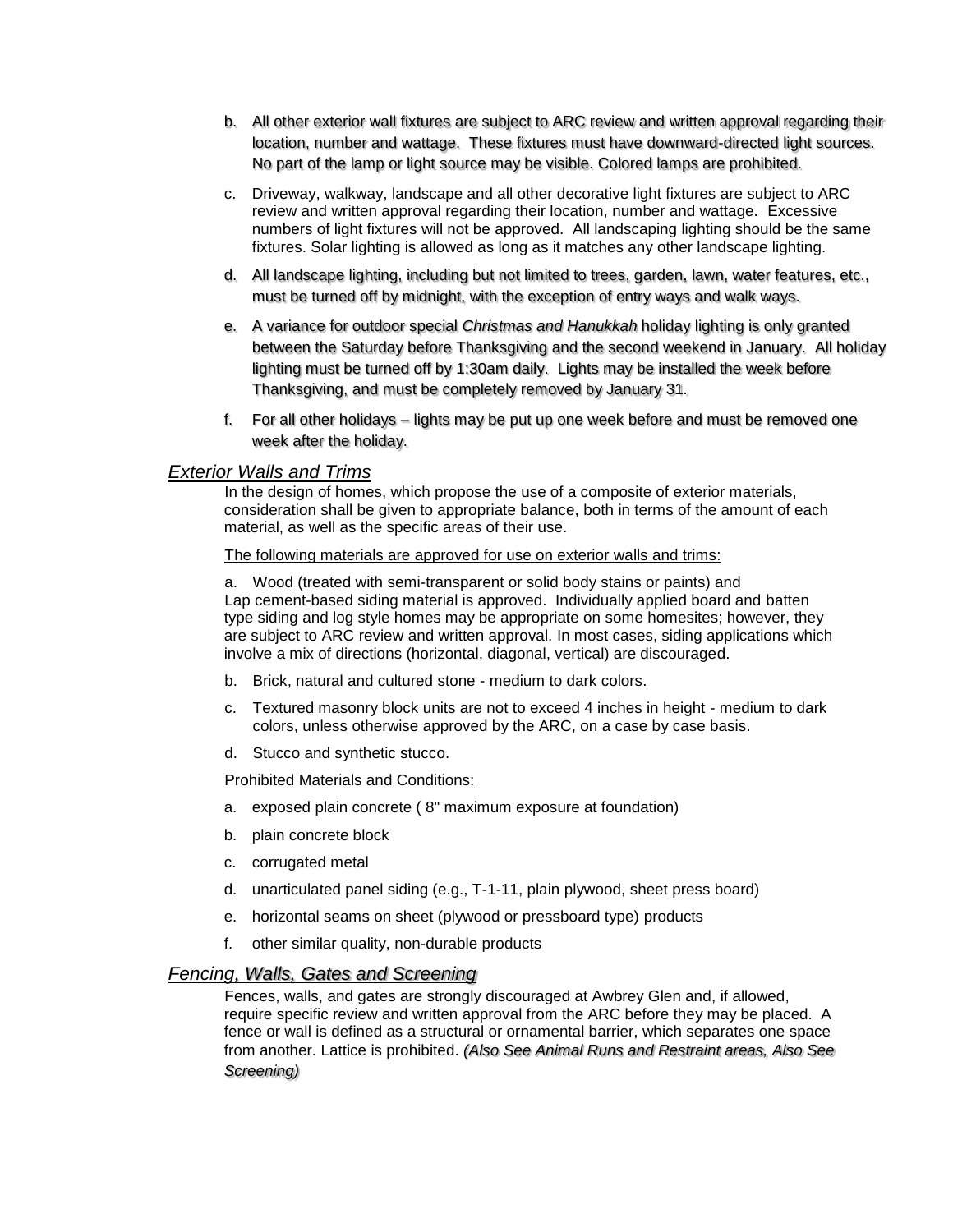b. All other exterior wall fixtures are subject to ARC review and written approval regarding their location, number and wattage. These fixtures must have downward-directed light sources. No part of the lamp or light source may be visible. Colored lamps are prohibited.

c. Driveway, walkway, landscape and all other decorative light fixtures are subject to ARC review and written approval regarding their location, number and wattage. Excessive numbers of light fixtures will not be approved. All landscaping lighting should be the same fixtures. Solar lighting is allowed as long as it matches any other landscape lighting.

d. All landscape lighting, including but not limited to trees, garden, lawn, water features, etc., must be turned off by midnight, with the exception of entry ways and walk ways.

e. A variance for outdoor special *Christmas and Hanukkah* holiday lighting is only granted between the Saturday before Thanksgiving and the second weekend in January. All holiday lighting must be turned off by 1:30am daily. Lights may be installed the week before Thanksgiving, and must be completely removed by January 31.

f. For all other holidays – lights may be put up one week before and must be removed one week after the holiday.

### *Exterior Walls and Trims*

In the design of homes, which propose the use of a composite of exterior materials, consideration shall be given to appropriate balance, both in terms of the amount of each material, as well as the specific areas of their use.

The following materials are approved for use on exterior walls and trims:

a. Wood (treated with semi-transparent or solid body stains or paints) and Lap cement-based siding material is approved. Individually applied board and batten type siding and log style homes may be appropriate on some homesites; however, they are subject to ARC review and written approval. In most cases, siding applications which involve a mix of directions (horizontal, diagonal, vertical) are discouraged.

b. Brick, natural and cultured stone - medium to dark colors.

c. Textured masonry block units are not to exceed 4 inches in height - medium to dark colors, unless otherwise approved by the ARC, on a case by case basis.

d. Stucco and synthetic stucco.

Prohibited Materials and Conditions:

a. exposed plain concrete ( 8" maximum exposure at foundation)

b. plain concrete block

c. corrugated metal

d. unarticulated panel siding (e.g., T-1-11, plain plywood, sheet press board)

e. horizontal seams on sheet (plywood or pressboard type) products

f. other similar quality, non-durable products

### *Fencing, Walls, Gates and Screening*

Fences, walls, and gates are strongly discouraged at Awbrey Glen and, if allowed, require specific review and written approval from the ARC before they may be placed. A fence or wall is defined as a structural or ornamental barrier, which separates one space from another. Lattice is prohibited. *(Also See Animal Runs and Restraint areas, Also See Screening)*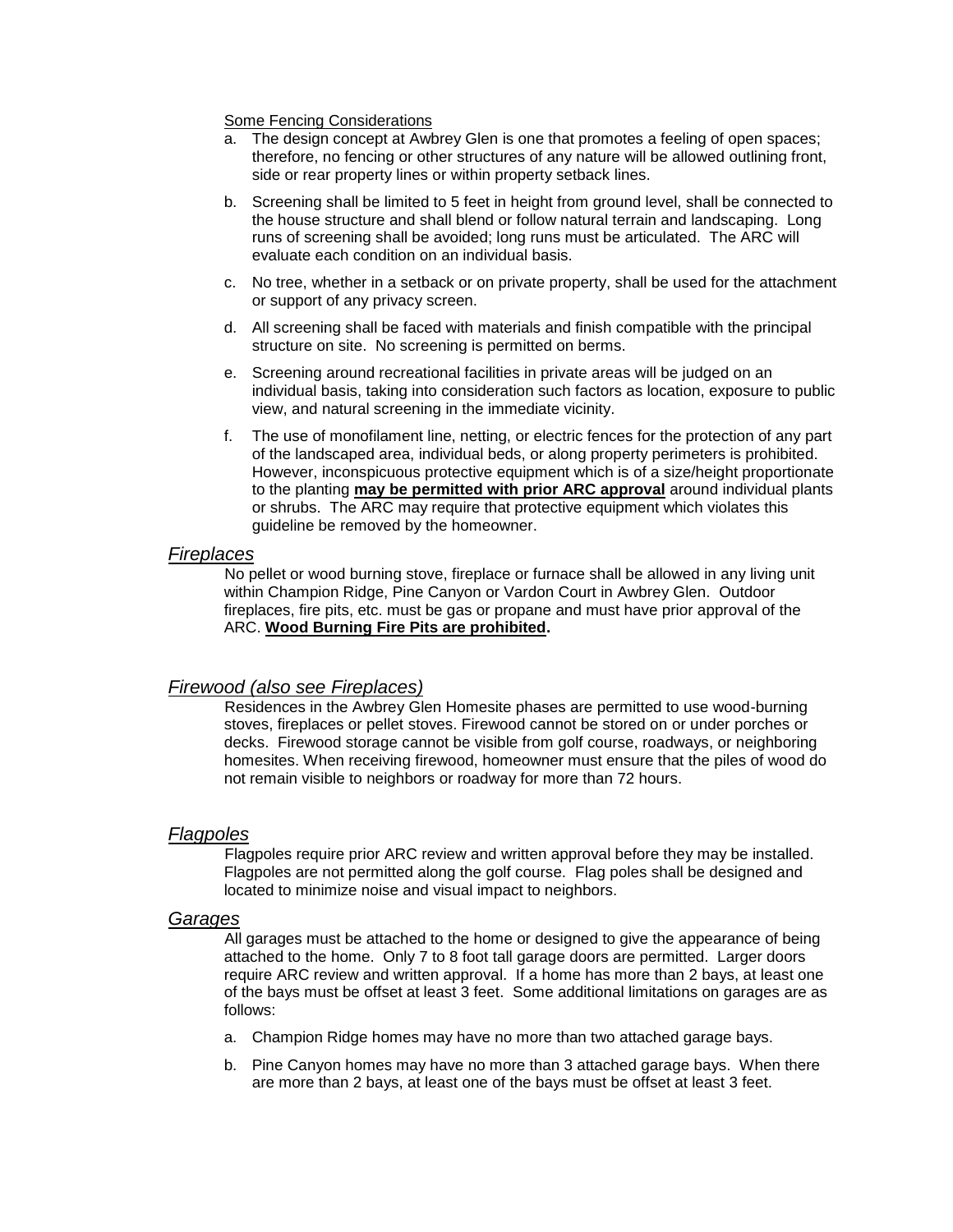<u>Some Fencing Considerations</u>

a. The design concept at Awbrey Glen is one that promotes a feeling of open spaces; therefore, no fencing or other structures of any nature will be allowed outlining front, side or rear property lines or within property setback lines.

b. Screening shall be limited to 5 feet in height from ground level, shall be connected to the house structure and shall blend or follow natural terrain and landscaping. Long runs of screening shall be avoided; long runs must be articulated. The ARC will evaluate each condition on an individual basis.

c. No tree, whether in a setback or on private property, shall be used for the attachment or support of any privacy screen.

d. All screening shall be faced with materials and finish compatible with the principal structure on site. No screening is permitted on berms.

e. Screening around recreational facilities in private areas will be judged on an individual basis, taking into consideration such factors as location, exposure to public view, and natural screening in the immediate vicinity.

f. The use of monofilament line, netting, or electric fences for the protection of any part of the landscaped area, individual beds, or along property perimeters is prohibited. However, inconspicuous protective equipment which is of a size/height proportionate to the planting **<u>may be permitted with prior ARC approval</u>** around individual plants or shrubs. The ARC may require that protective equipment which violates this guideline be removed by the homeowner.

### *<u>Fireplaces</u>*

No pellet or wood burning stove, fireplace or furnace shall be allowed in any living unit within Champion Ridge, Pine Canyon or Vardon Court in Awbrey Glen. Outdoor fireplaces, fire pits, etc. must be gas or propane and must have prior approval of the ARC. **<u>Wood Burning Fire Pits are prohibited</u>.**

### *<u>Firewood (also see Fireplaces)</u>*

Residences in the Awbrey Glen Homesite phases are permitted to use wood-burning stoves, fireplaces or pellet stoves. Firewood cannot be stored on or under porches or decks. Firewood storage cannot be visible from golf course, roadways, or neighboring homesites. When receiving firewood, homeowner must ensure that the piles of wood do not remain visible to neighbors or roadway for more than 72 hours.

### *<u>Flagpoles</u>*

Flagpoles require prior ARC review and written approval before they may be installed. Flagpoles are not permitted along the golf course. Flag poles shall be designed and located to minimize noise and visual impact to neighbors.

### *<u>Garages</u>*

All garages must be attached to the home or designed to give the appearance of being attached to the home. Only 7 to 8 foot tall garage doors are permitted. Larger doors require ARC review and written approval. If a home has more than 2 bays, at least one of the bays must be offset at least 3 feet. Some additional limitations on garages are as follows:

a. Champion Ridge homes may have no more than two attached garage bays.

b. Pine Canyon homes may have no more than 3 attached garage bays. When there are more than 2 bays, at least one of the bays must be offset at least 3 feet.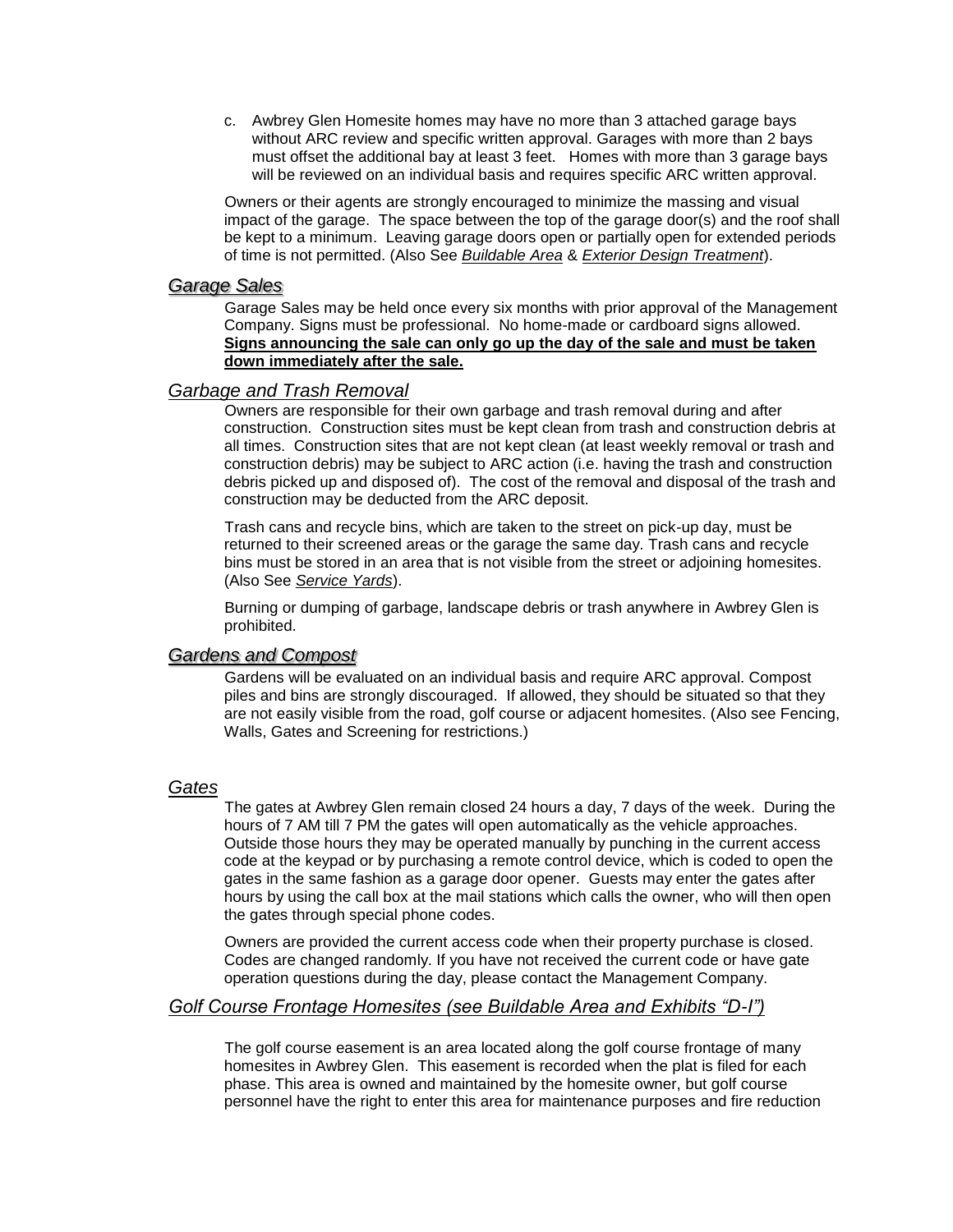c. Awbrey Glen Homesite homes may have no more than 3 attached garage bays without ARC review and specific written approval. Garages with more than 2 bays must offset the additional bay at least 3 feet. Homes with more than 3 garage bays will be reviewed on an individual basis and requires specific ARC written approval.

Owners or their agents are strongly encouraged to minimize the massing and visual impact of the garage. The space between the top of the garage door(s) and the roof shall be kept to a minimum. Leaving garage doors open or partially open for extended periods of time is not permitted. (Also See *Buildable Area* & *Exterior Design Treatment*).

### *Garage Sales*

Garage Sales may be held once every six months with prior approval of the Management Company. Signs must be professional. No home-made or cardboard signs allowed. **Signs announcing the sale can only go up the day of the sale and must be taken down immediately after the sale.**

### *Garbage and Trash Removal*

Owners are responsible for their own garbage and trash removal during and after construction. Construction sites must be kept clean from trash and construction debris at all times. Construction sites that are not kept clean (at least weekly removal or trash and construction debris) may be subject to ARC action (i.e. having the trash and construction debris picked up and disposed of). The cost of the removal and disposal of the trash and construction may be deducted from the ARC deposit.

Trash cans and recycle bins, which are taken to the street on pick-up day, must be returned to their screened areas or the garage the same day. Trash cans and recycle bins must be stored in an area that is not visible from the street or adjoining homesites. (Also See *Service Yards*).

Burning or dumping of garbage, landscape debris or trash anywhere in Awbrey Glen is prohibited.

### *Gardens and Compost*

Gardens will be evaluated on an individual basis and require ARC approval. Compost piles and bins are strongly discouraged. If allowed, they should be situated so that they are not easily visible from the road, golf course or adjacent homesites. (Also see Fencing, Walls, Gates and Screening for restrictions.)

### *Gates*

The gates at Awbrey Glen remain closed 24 hours a day, 7 days of the week. During the hours of 7 AM till 7 PM the gates will open automatically as the vehicle approaches. Outside those hours they may be operated manually by punching in the current access code at the keypad or by purchasing a remote control device, which is coded to open the gates in the same fashion as a garage door opener. Guests may enter the gates after hours by using the call box at the mail stations which calls the owner, who will then open the gates through special phone codes.

Owners are provided the current access code when their property purchase is closed. Codes are changed randomly. If you have not received the current code or have gate operation questions during the day, please contact the Management Company.

### *Golf Course Frontage Homesites (see Buildable Area and Exhibits "D-I")*

The golf course easement is an area located along the golf course frontage of many homesites in Awbrey Glen. This easement is recorded when the plat is filed for each phase. This area is owned and maintained by the homesite owner, but golf course personnel have the right to enter this area for maintenance purposes and fire reduction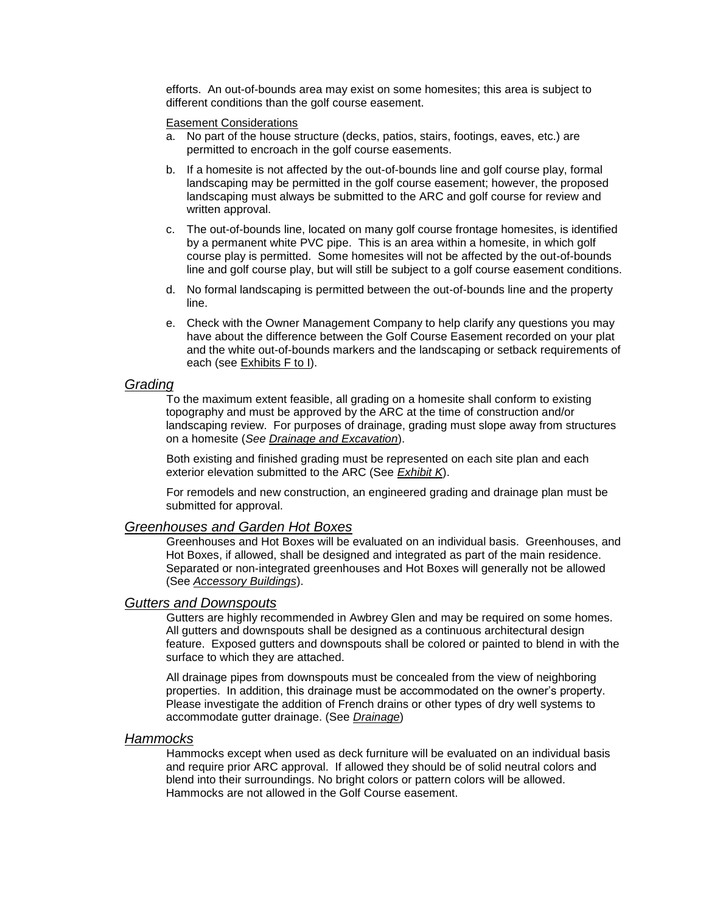efforts. An out-of-bounds area may exist on some homesites; this area is subject to different conditions than the golf course easement.

Easement Considerations

a. No part of the house structure (decks, patios, stairs, footings, eaves, etc.) are permitted to encroach in the golf course easements.

b. If a homesite is not affected by the out-of-bounds line and golf course play, formal landscaping may be permitted in the golf course easement; however, the proposed landscaping must always be submitted to the ARC and golf course for review and written approval.

c. The out-of-bounds line, located on many golf course frontage homesites, is identified by a permanent white PVC pipe. This is an area within a homesite, in which golf course play is permitted. Some homesites will not be affected by the out-of-bounds line and golf course play, but will still be subject to a golf course easement conditions.

d. No formal landscaping is permitted between the out-of-bounds line and the property line.

e. Check with the Owner Management Company to help clarify any questions you may have about the difference between the Golf Course Easement recorded on your plat and the white out-of-bounds markers and the landscaping or setback requirements of each (see Exhibits F to I).

## *Grading*

To the maximum extent feasible, all grading on a homesite shall conform to existing topography and must be approved by the ARC at the time of construction and/or landscaping review. For purposes of drainage, grading must slope away from structures on a homesite (*See Drainage and Excavation*).

Both existing and finished grading must be represented on each site plan and each exterior elevation submitted to the ARC (See *Exhibit K*).

For remodels and new construction, an engineered grading and drainage plan must be submitted for approval.

## *Greenhouses and Garden Hot Boxes*

Greenhouses and Hot Boxes will be evaluated on an individual basis. Greenhouses, and Hot Boxes, if allowed, shall be designed and integrated as part of the main residence. Separated or non-integrated greenhouses and Hot Boxes will generally not be allowed (See *Accessory Buildings*).

## *Gutters and Downspouts*

Gutters are highly recommended in Awbrey Glen and may be required on some homes. All gutters and downspouts shall be designed as a continuous architectural design feature. Exposed gutters and downspouts shall be colored or painted to blend in with the surface to which they are attached.

All drainage pipes from downspouts must be concealed from the view of neighboring properties. In addition, this drainage must be accommodated on the owner's property. Please investigate the addition of French drains or other types of dry well systems to accommodate gutter drainage. (See *Drainage*)

## *Hammocks*

Hammocks except when used as deck furniture will be evaluated on an individual basis and require prior ARC approval. If allowed they should be of solid neutral colors and blend into their surroundings. No bright colors or pattern colors will be allowed. Hammocks are not allowed in the Golf Course easement.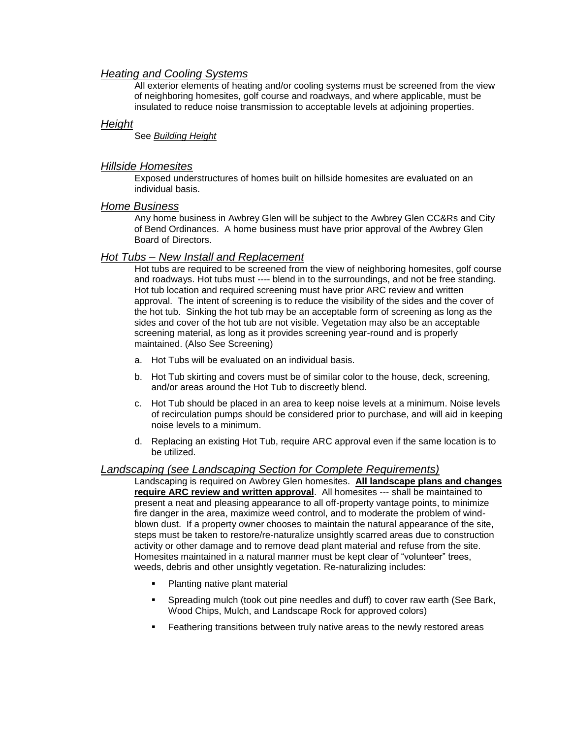### *Heating and Cooling Systems*

All exterior elements of heating and/or cooling systems must be screened from the view of neighboring homesites, golf course and roadways, and where applicable, must be insulated to reduce noise transmission to acceptable levels at adjoining properties.

### *Height*

See *Building Height*

### *Hillside Homesites*

Exposed understructures of homes built on hillside homesites are evaluated on an individual basis.

### *Home Business*

Any home business in Awbrey Glen will be subject to the Awbrey Glen CC&Rs and City of Bend Ordinances. A home business must have prior approval of the Awbrey Glen Board of Directors.

### *Hot Tubs – New Install and Replacement*

Hot tubs are required to be screened from the view of neighboring homesites, golf course and roadways. Hot tubs must ---- blend in to the surroundings, and not be free standing. Hot tub location and required screening must have prior ARC review and written approval. The intent of screening is to reduce the visibility of the sides and the cover of the hot tub. Sinking the hot tub may be an acceptable form of screening as long as the sides and cover of the hot tub are not visible. Vegetation may also be an acceptable screening material, as long as it provides screening year-round and is properly maintained. (Also See Screening)

a. Hot Tubs will be evaluated on an individual basis.

b. Hot Tub skirting and covers must be of similar color to the house, deck, screening, and/or areas around the Hot Tub to discreetly blend.

c. Hot Tub should be placed in an area to keep noise levels at a minimum. Noise levels of recirculation pumps should be considered prior to purchase, and will aid in keeping noise levels to a minimum.

d. Replacing an existing Hot Tub, require ARC approval even if the same location is to be utilized.

### *Landscaping (see Landscaping Section for Complete Requirements)*

Landscaping is required on Awbrey Glen homesites. **All landscape plans and changes require ARC review and written approval**. All homesites --- shall be maintained to present a neat and pleasing appearance to all off-property vantage points, to minimize fire danger in the area, maximize weed control, and to moderate the problem of wind-blown dust. If a property owner chooses to maintain the natural appearance of the site, steps must be taken to restore/re-naturalize unsightly scarred areas due to construction activity or other damage and to remove dead plant material and refuse from the site. Homesites maintained in a natural manner must be kept clear of "volunteer" trees, weeds, debris and other unsightly vegetation. Re-naturalizing includes:

- Planting native plant material
- Spreading mulch (took out pine needles and duff) to cover raw earth (See Bark, Wood Chips, Mulch, and Landscape Rock for approved colors)
- Feathering transitions between truly native areas to the newly restored areas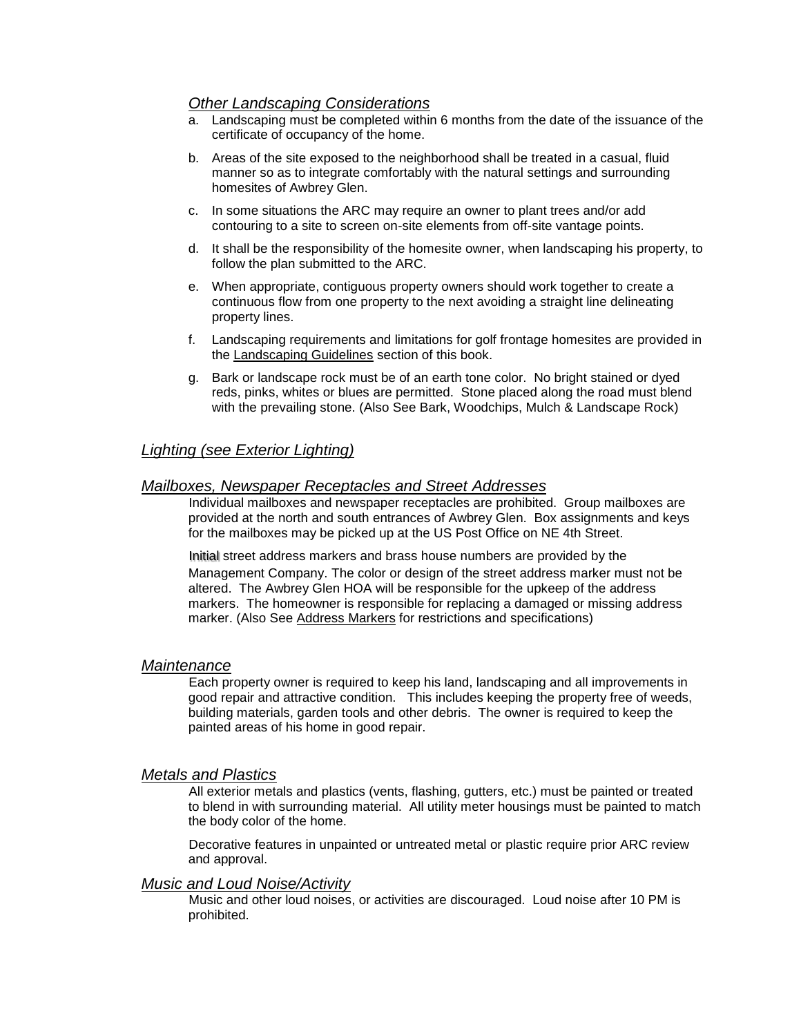### *Other Landscaping Considerations*

a. Landscaping must be completed within 6 months from the date of the issuance of the certificate of occupancy of the home.

b. Areas of the site exposed to the neighborhood shall be treated in a casual, fluid manner so as to integrate comfortably with the natural settings and surrounding homesites of Awbrey Glen.

c. In some situations the ARC may require an owner to plant trees and/or add contouring to a site to screen on-site elements from off-site vantage points.

d. It shall be the responsibility of the homesite owner, when landscaping his property, to follow the plan submitted to the ARC.

e. When appropriate, contiguous property owners should work together to create a continuous flow from one property to the next avoiding a straight line delineating property lines.

f. Landscaping requirements and limitations for golf frontage homesites are provided in the Landscaping Guidelines section of this book.

g. Bark or landscape rock must be of an earth tone color. No bright stained or dyed reds, pinks, whites or blues are permitted. Stone placed along the road must blend with the prevailing stone. (Also See Bark, Woodchips, Mulch & Landscape Rock)

## *Lighting (see Exterior Lighting)*

## *Mailboxes, Newspaper Receptacles and Street Addresses*

Individual mailboxes and newspaper receptacles are prohibited. Group mailboxes are provided at the north and south entrances of Awbrey Glen. Box assignments and keys for the mailboxes may be picked up at the US Post Office on NE 4th Street.

Initial street address markers and brass house numbers are provided by the Management Company. The color or design of the street address marker must not be altered. The Awbrey Glen HOA will be responsible for the upkeep of the address markers. The homeowner is responsible for replacing a damaged or missing address marker. (Also See Address Markers for restrictions and specifications)

## *Maintenance*

Each property owner is required to keep his land, landscaping and all improvements in good repair and attractive condition. This includes keeping the property free of weeds, building materials, garden tools and other debris. The owner is required to keep the painted areas of his home in good repair.

## *Metals and Plastics*

All exterior metals and plastics (vents, flashing, gutters, etc.) must be painted or treated to blend in with surrounding material. All utility meter housings must be painted to match the body color of the home.

Decorative features in unpainted or untreated metal or plastic require prior ARC review and approval.

## *Music and Loud Noise/Activity*

Music and other loud noises, or activities are discouraged. Loud noise after 10 PM is prohibited.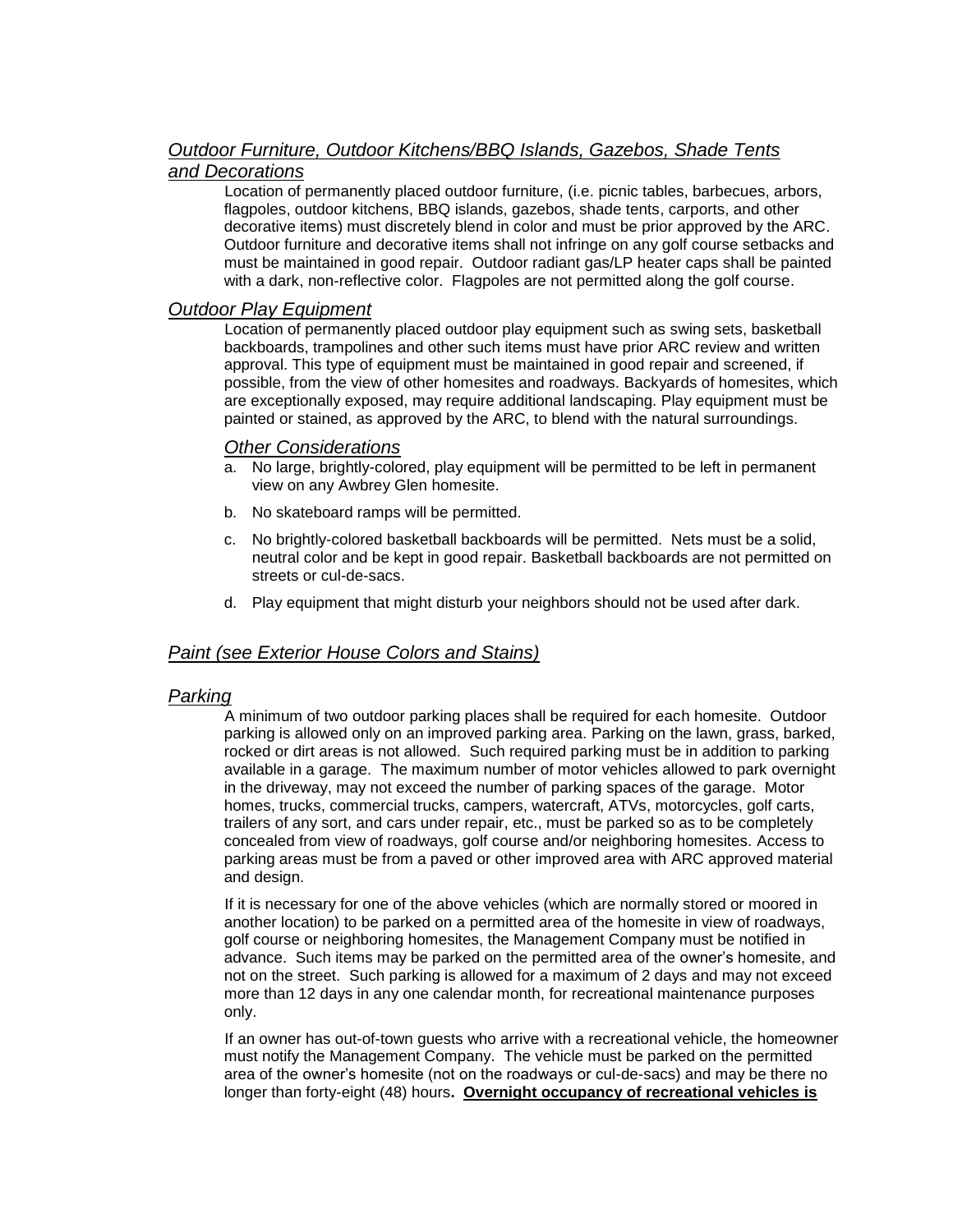## *Outdoor Furniture, Outdoor Kitchens/BBQ Islands, Gazebos, Shade Tents and Decorations*

Location of permanently placed outdoor furniture, (i.e. picnic tables, barbecues, arbors, flagpoles, outdoor kitchens, BBQ islands, gazebos, shade tents, carports, and other decorative items) must discretely blend in color and must be prior approved by the ARC. Outdoor furniture and decorative items shall not infringe on any golf course setbacks and must be maintained in good repair. Outdoor radiant gas/LP heater caps shall be painted with a dark, non-reflective color. Flagpoles are not permitted along the golf course.

## *Outdoor Play Equipment*

Location of permanently placed outdoor play equipment such as swing sets, basketball backboards, trampolines and other such items must have prior ARC review and written approval. This type of equipment must be maintained in good repair and screened, if possible, from the view of other homesites and roadways. Backyards of homesites, which are exceptionally exposed, may require additional landscaping. Play equipment must be painted or stained, as approved by the ARC, to blend with the natural surroundings.

### *Other Considerations*

a. No large, brightly-colored, play equipment will be permitted to be left in permanent view on any Awbrey Glen homesite.

b. No skateboard ramps will be permitted.

c. No brightly-colored basketball backboards will be permitted. Nets must be a solid, neutral color and be kept in good repair. Basketball backboards are not permitted on streets or cul-de-sacs.

d. Play equipment that might disturb your neighbors should not be used after dark.

## *Paint (see Exterior House Colors and Stains)*

## *Parking*

A minimum of two outdoor parking places shall be required for each homesite. Outdoor parking is allowed only on an improved parking area. Parking on the lawn, grass, barked, rocked or dirt areas is not allowed. Such required parking must be in addition to parking available in a garage. The maximum number of motor vehicles allowed to park overnight in the driveway, may not exceed the number of parking spaces of the garage. Motor homes, trucks, commercial trucks, campers, watercraft, ATVs, motorcycles, golf carts, trailers of any sort, and cars under repair, etc., must be parked so as to be completely concealed from view of roadways, golf course and/or neighboring homesites. Access to parking areas must be from a paved or other improved area with ARC approved material and design.

If it is necessary for one of the above vehicles (which are normally stored or moored in another location) to be parked on a permitted area of the homesite in view of roadways, golf course or neighboring homesites, the Management Company must be notified in advance. Such items may be parked on the permitted area of the owner's homesite, and not on the street. Such parking is allowed for a maximum of 2 days and may not exceed more than 12 days in any one calendar month, for recreational maintenance purposes only.

If an owner has out-of-town guests who arrive with a recreational vehicle, the homeowner must notify the Management Company. The vehicle must be parked on the permitted area of the owner's homesite (not on the roadways or cul-de-sacs) and may be there no longer than forty-eight (48) hours**. <u>Overnight occupancy of recreational vehicles is</u>**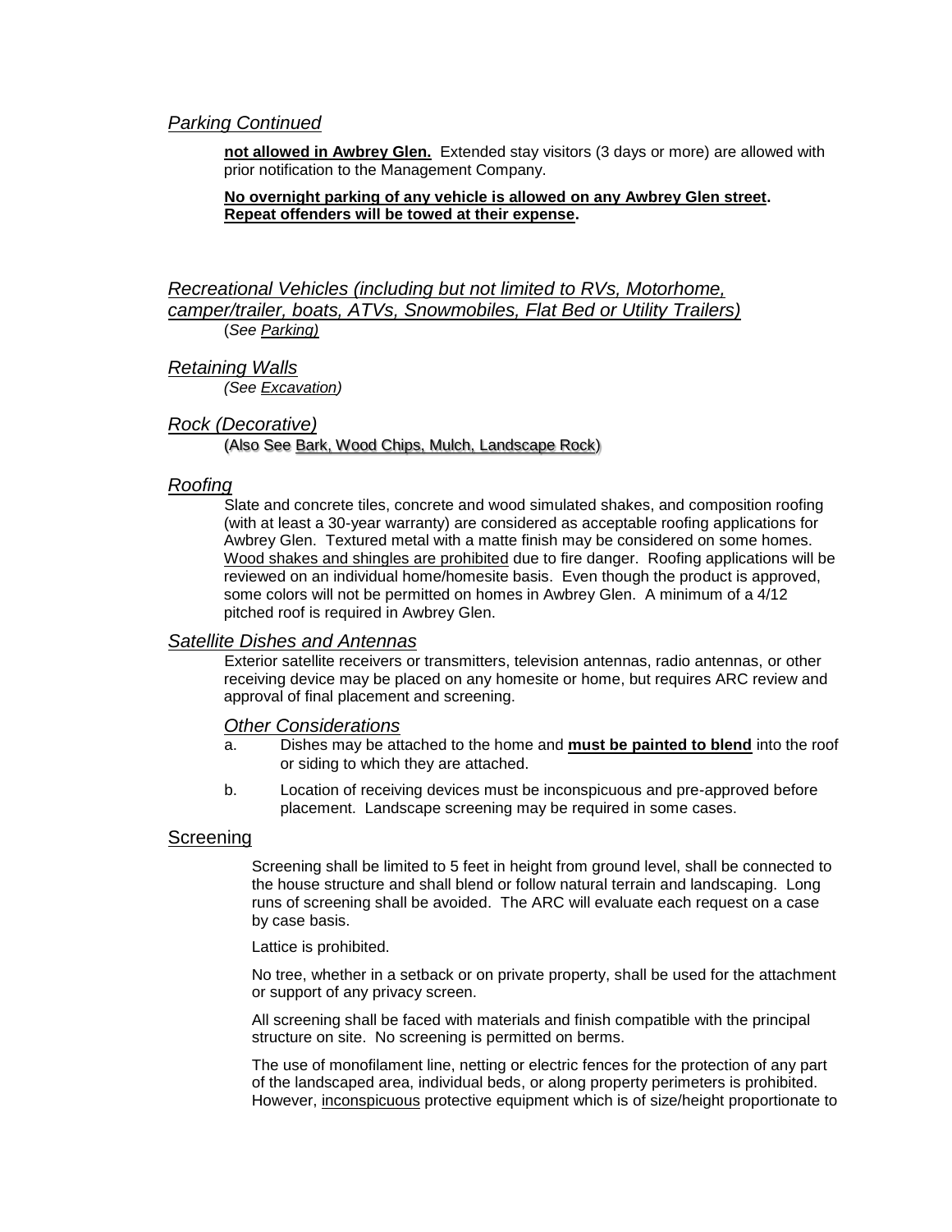### *Parking Continued*

**not allowed in Awbrey Glen.** Extended stay visitors (3 days or more) are allowed with prior notification to the Management Company.

**No overnight parking of any vehicle is allowed on any Awbrey Glen street. Repeat offenders will be towed at their expense.**

### *Recreational Vehicles (including but not limited to RVs, Motorhome, camper/trailer, boats, ATVs, Snowmobiles, Flat Bed or Utility Trailers)*

(*See Parking)*

### *Retaining Walls*

*(See Excavation)*

### *Rock (Decorative)*

(Also See Bark, Wood Chips, Mulch, Landscape Rock)

### *Roofing*

Slate and concrete tiles, concrete and wood simulated shakes, and composition roofing (with at least a 30-year warranty) are considered as acceptable roofing applications for Awbrey Glen. Textured metal with a matte finish may be considered on some homes. Wood shakes and shingles are prohibited due to fire danger. Roofing applications will be reviewed on an individual home/homesite basis. Even though the product is approved, some colors will not be permitted on homes in Awbrey Glen. A minimum of a 4/12 pitched roof is required in Awbrey Glen.

### *Satellite Dishes and Antennas*

Exterior satellite receivers or transmitters, television antennas, radio antennas, or other receiving device may be placed on any homesite or home, but requires ARC review and approval of final placement and screening.

#### *Other Considerations*

a. Dishes may be attached to the home and **must be painted to blend** into the roof or siding to which they are attached.

b. Location of receiving devices must be inconspicuous and pre-approved before placement. Landscape screening may be required in some cases.

### Screening

Screening shall be limited to 5 feet in height from ground level, shall be connected to the house structure and shall blend or follow natural terrain and landscaping. Long runs of screening shall be avoided. The ARC will evaluate each request on a case by case basis.

Lattice is prohibited.

No tree, whether in a setback or on private property, shall be used for the attachment or support of any privacy screen.

All screening shall be faced with materials and finish compatible with the principal structure on site. No screening is permitted on berms.

The use of monofilament line, netting or electric fences for the protection of any part of the landscaped area, individual beds, or along property perimeters is prohibited. However, inconspicuous protective equipment which is of size/height proportionate to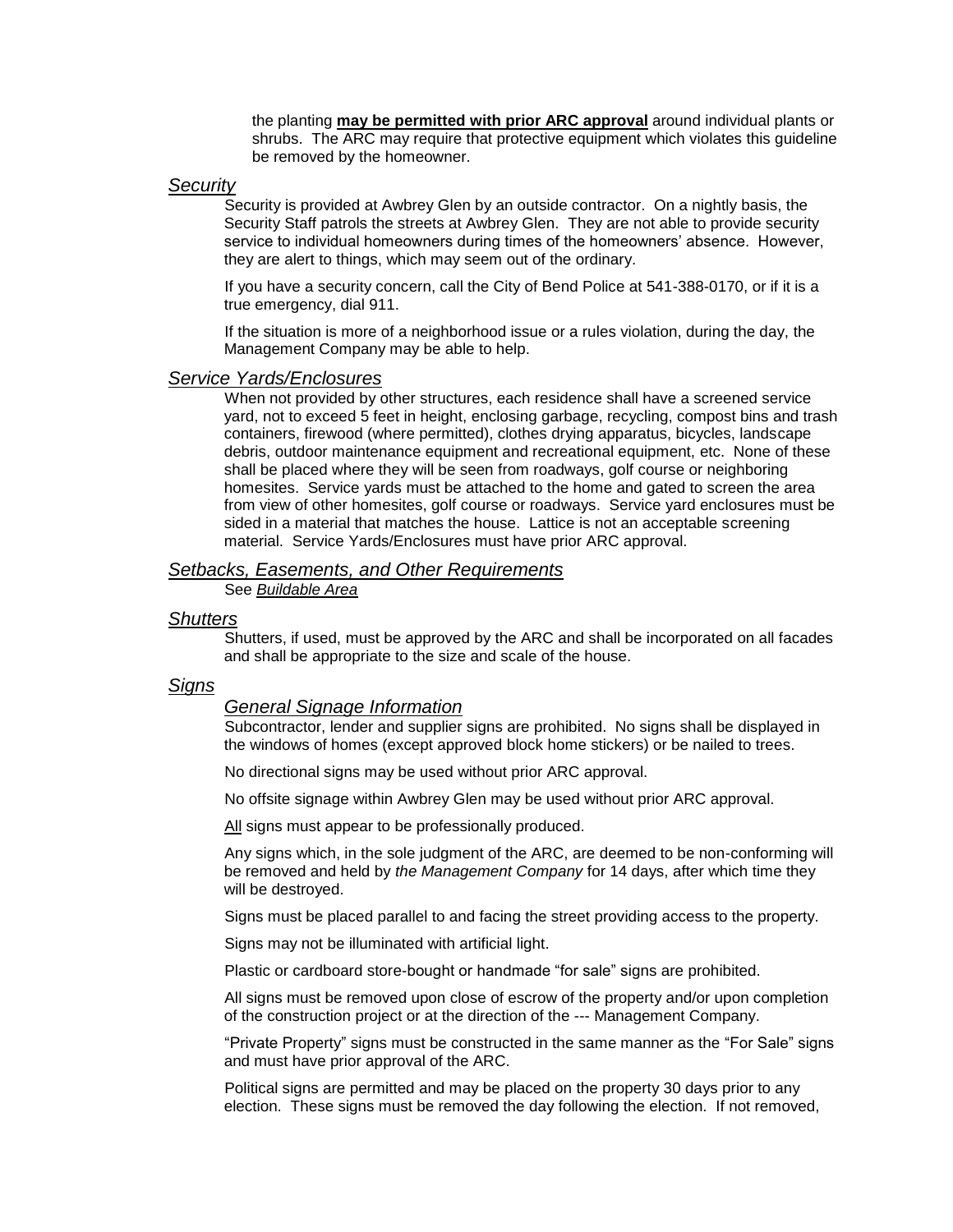the planting **may be permitted with prior ARC approval** around individual plants or shrubs. The ARC may require that protective equipment which violates this guideline be removed by the homeowner.

## *Security*

Security is provided at Awbrey Glen by an outside contractor. On a nightly basis, the Security Staff patrols the streets at Awbrey Glen. They are not able to provide security service to individual homeowners during times of the homeowners' absence. However, they are alert to things, which may seem out of the ordinary.

If you have a security concern, call the City of Bend Police at 541-388-0170, or if it is a true emergency, dial 911.

If the situation is more of a neighborhood issue or a rules violation, during the day, the Management Company may be able to help.

## *Service Yards/Enclosures*

When not provided by other structures, each residence shall have a screened service yard, not to exceed 5 feet in height, enclosing garbage, recycling, compost bins and trash containers, firewood (where permitted), clothes drying apparatus, bicycles, landscape debris, outdoor maintenance equipment and recreational equipment, etc. None of these shall be placed where they will be seen from roadways, golf course or neighboring homesites. Service yards must be attached to the home and gated to screen the area from view of other homesites, golf course or roadways. Service yard enclosures must be sided in a material that matches the house. Lattice is not an acceptable screening material. Service Yards/Enclosures must have prior ARC approval.

## *Setbacks, Easements, and Other Requirements*

See *Buildable Area*

## *Shutters*

Shutters, if used, must be approved by the ARC and shall be incorporated on all facades and shall be appropriate to the size and scale of the house.

## *Signs*

### *General Signage Information*

Subcontractor, lender and supplier signs are prohibited. No signs shall be displayed in the windows of homes (except approved block home stickers) or be nailed to trees.

No directional signs may be used without prior ARC approval.

No offsite signage within Awbrey Glen may be used without prior ARC approval.

All signs must appear to be professionally produced.

Any signs which, in the sole judgment of the ARC, are deemed to be non-conforming will be removed and held by *the Management Company* for 14 days, after which time they will be destroyed.

Signs must be placed parallel to and facing the street providing access to the property.

Signs may not be illuminated with artificial light.

Plastic or cardboard store-bought or handmade "for sale" signs are prohibited.

All signs must be removed upon close of escrow of the property and/or upon completion of the construction project or at the direction of the --- Management Company.

"Private Property" signs must be constructed in the same manner as the "For Sale" signs and must have prior approval of the ARC.

Political signs are permitted and may be placed on the property 30 days prior to any election. These signs must be removed the day following the election. If not removed,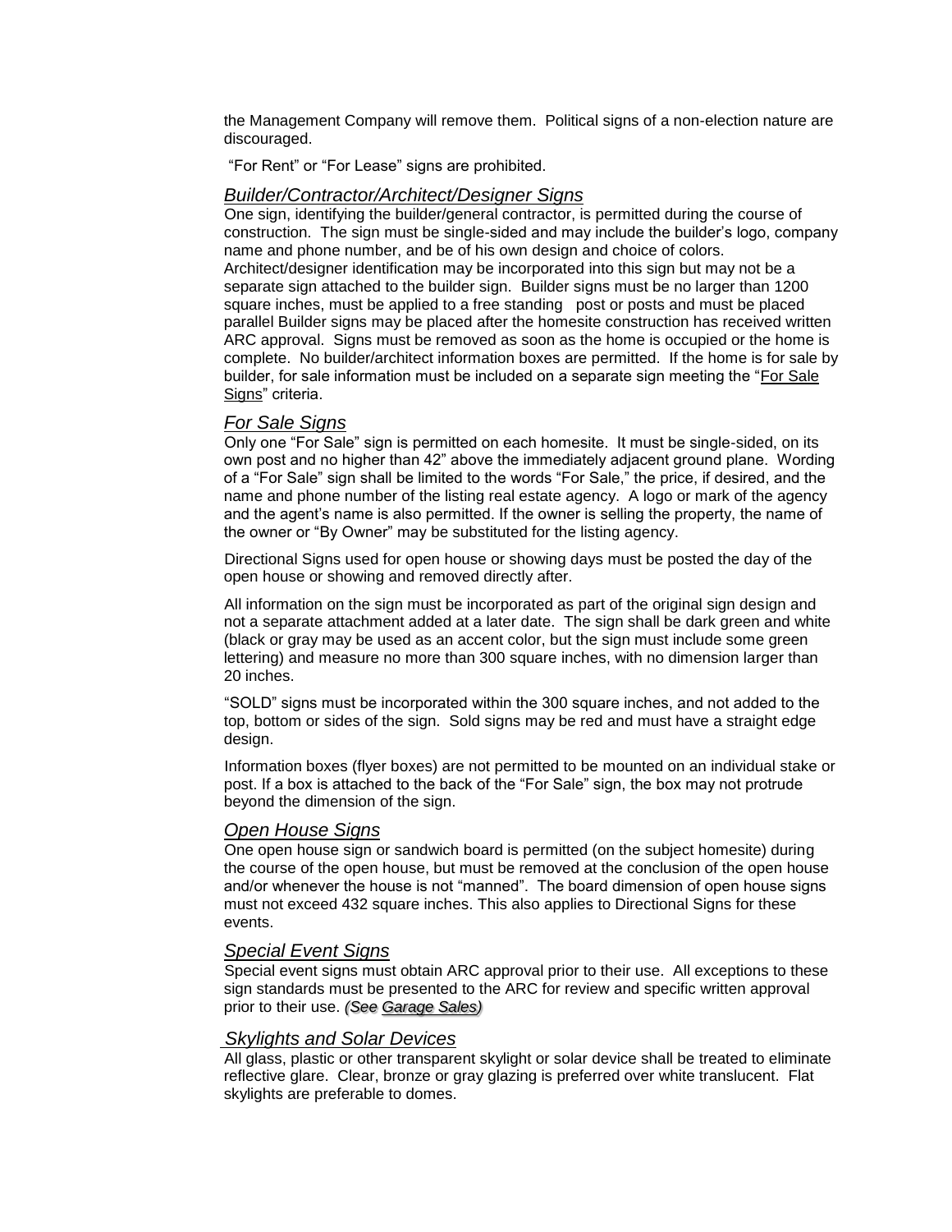the Management Company will remove them. Political signs of a non-election nature are discouraged.

"For Rent" or "For Lease" signs are prohibited.

### *Builder/Contractor/Architect/Designer Signs*

One sign, identifying the builder/general contractor, is permitted during the course of construction. The sign must be single-sided and may include the builder's logo, company name and phone number, and be of his own design and choice of colors. Architect/designer identification may be incorporated into this sign but may not be a separate sign attached to the builder sign. Builder signs must be no larger than 1200 square inches, must be applied to a free standing post or posts and must be placed parallel Builder signs may be placed after the homesite construction has received written ARC approval. Signs must be removed as soon as the home is occupied or the home is complete. No builder/architect information boxes are permitted. If the home is for sale by builder, for sale information must be included on a separate sign meeting the "For Sale Signs" criteria.

### *For Sale Signs*

Only one "For Sale" sign is permitted on each homesite. It must be single-sided, on its own post and no higher than 42" above the immediately adjacent ground plane. Wording of a "For Sale" sign shall be limited to the words "For Sale," the price, if desired, and the name and phone number of the listing real estate agency. A logo or mark of the agency and the agent's name is also permitted. If the owner is selling the property, the name of the owner or "By Owner" may be substituted for the listing agency.

Directional Signs used for open house or showing days must be posted the day of the open house or showing and removed directly after.

All information on the sign must be incorporated as part of the original sign design and not a separate attachment added at a later date. The sign shall be dark green and white (black or gray may be used as an accent color, but the sign must include some green lettering) and measure no more than 300 square inches, with no dimension larger than 20 inches.

"SOLD" signs must be incorporated within the 300 square inches, and not added to the top, bottom or sides of the sign. Sold signs may be red and must have a straight edge design.

Information boxes (flyer boxes) are not permitted to be mounted on an individual stake or post. If a box is attached to the back of the "For Sale" sign, the box may not protrude beyond the dimension of the sign.

### *Open House Signs*

One open house sign or sandwich board is permitted (on the subject homesite) during the course of the open house, but must be removed at the conclusion of the open house and/or whenever the house is not "manned". The board dimension of open house signs must not exceed 432 square inches. This also applies to Directional Signs for these events.

### *Special Event Signs*

Special event signs must obtain ARC approval prior to their use. All exceptions to these sign standards must be presented to the ARC for review and specific written approval prior to their use. *(See Garage Sales)*

### *Skylights and Solar Devices*

All glass, plastic or other transparent skylight or solar device shall be treated to eliminate reflective glare. Clear, bronze or gray glazing is preferred over white translucent. Flat skylights are preferable to domes.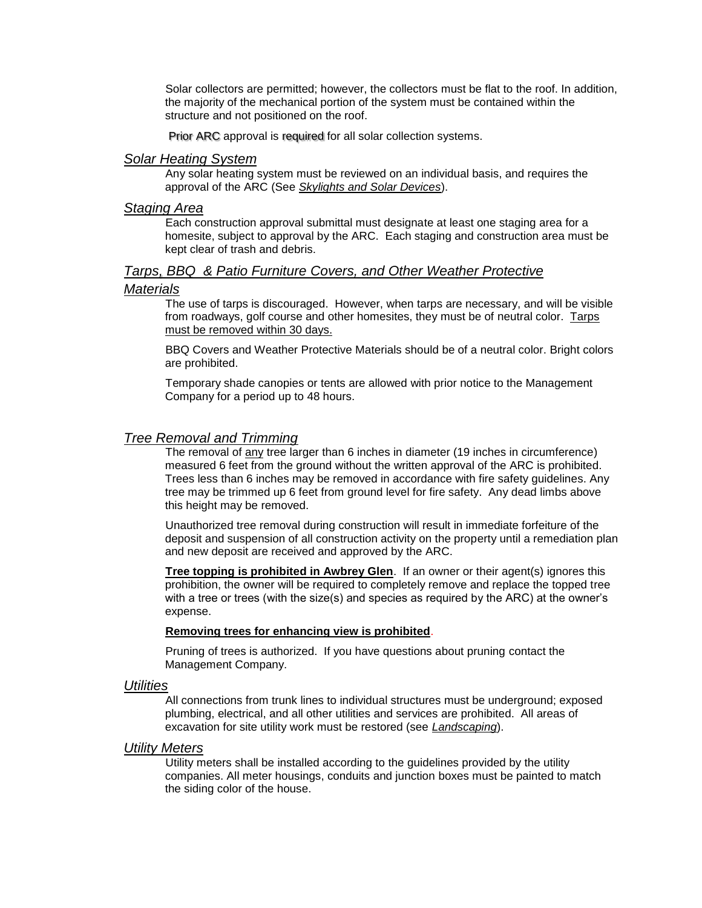Solar collectors are permitted; however, the collectors must be flat to the roof. In addition, the majority of the mechanical portion of the system must be contained within the structure and not positioned on the roof.

Prior ARC approval is required for all solar collection systems.

### *Solar Heating System*

Any solar heating system must be reviewed on an individual basis, and requires the approval of the ARC (See *Skylights and Solar Devices*).

### *Staging Area*

Each construction approval submittal must designate at least one staging area for a homesite, subject to approval by the ARC. Each staging and construction area must be kept clear of trash and debris.

### *Tarps, BBQ & Patio Furniture Covers, and Other Weather Protective Materials*

The use of tarps is discouraged. However, when tarps are necessary, and will be visible from roadways, golf course and other homesites, they must be of neutral color. Tarps must be removed within 30 days.

BBQ Covers and Weather Protective Materials should be of a neutral color. Bright colors are prohibited.

Temporary shade canopies or tents are allowed with prior notice to the Management Company for a period up to 48 hours.

### *Tree Removal and Trimming*

The removal of any tree larger than 6 inches in diameter (19 inches in circumference) measured 6 feet from the ground without the written approval of the ARC is prohibited. Trees less than 6 inches may be removed in accordance with fire safety guidelines. Any tree may be trimmed up 6 feet from ground level for fire safety. Any dead limbs above this height may be removed.

Unauthorized tree removal during construction will result in immediate forfeiture of the deposit and suspension of all construction activity on the property until a remediation plan and new deposit are received and approved by the ARC.

**Tree topping is prohibited in Awbrey Glen**. If an owner or their agent(s) ignores this prohibition, the owner will be required to completely remove and replace the topped tree with a tree or trees (with the size(s) and species as required by the ARC) at the owner's expense.

**Removing trees for enhancing view is prohibited**.

Pruning of trees is authorized. If you have questions about pruning contact the Management Company.

### *Utilities*

All connections from trunk lines to individual structures must be underground; exposed plumbing, electrical, and all other utilities and services are prohibited. All areas of excavation for site utility work must be restored (see *Landscaping*).

### *Utility Meters*

Utility meters shall be installed according to the guidelines provided by the utility companies. All meter housings, conduits and junction boxes must be painted to match the siding color of the house.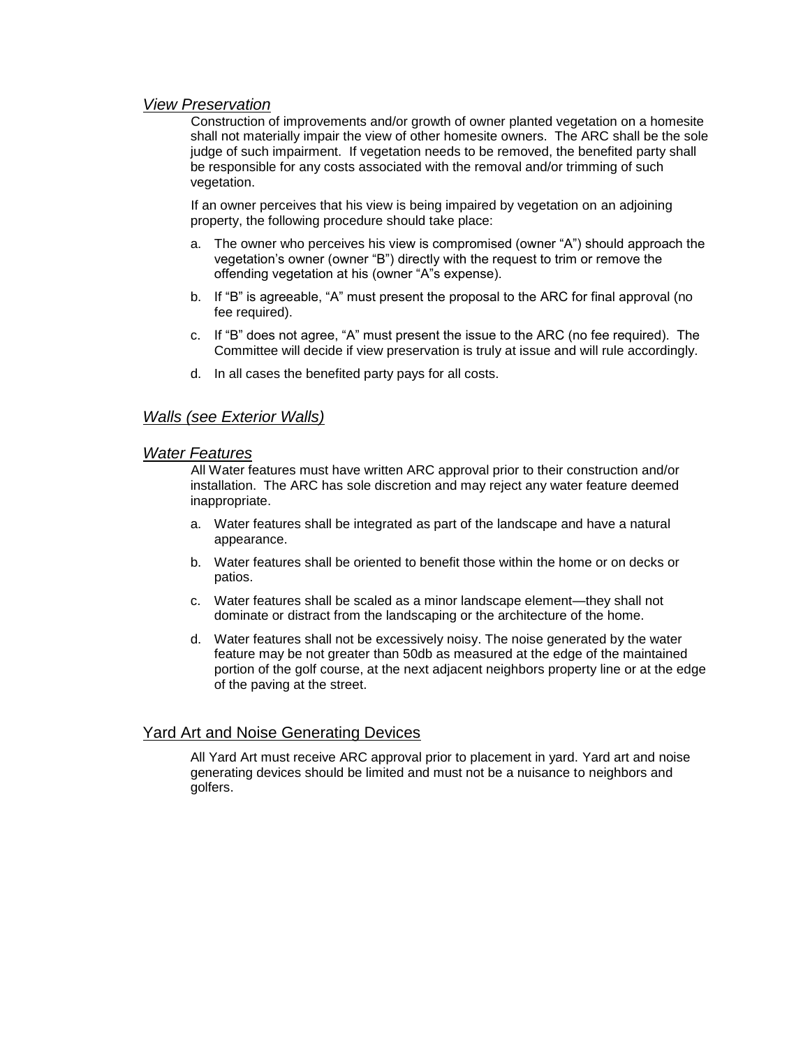### *View Preservation*

Construction of improvements and/or growth of owner planted vegetation on a homesite shall not materially impair the view of other homesite owners. The ARC shall be the sole judge of such impairment. If vegetation needs to be removed, the benefited party shall be responsible for any costs associated with the removal and/or trimming of such vegetation.

If an owner perceives that his view is being impaired by vegetation on an adjoining property, the following procedure should take place:

a. The owner who perceives his view is compromised (owner "A") should approach the vegetation's owner (owner "B") directly with the request to trim or remove the offending vegetation at his (owner "A"s expense).

b. If "B" is agreeable, "A" must present the proposal to the ARC for final approval (no fee required).

c. If "B" does not agree, "A" must present the issue to the ARC (no fee required). The Committee will decide if view preservation is truly at issue and will rule accordingly.

d. In all cases the benefited party pays for all costs.

### *Walls (see Exterior Walls)*

### *Water Features*

All Water features must have written ARC approval prior to their construction and/or installation. The ARC has sole discretion and may reject any water feature deemed inappropriate.

a. Water features shall be integrated as part of the landscape and have a natural appearance.

b. Water features shall be oriented to benefit those within the home or on decks or patios.

c. Water features shall be scaled as a minor landscape element—they shall not dominate or distract from the landscaping or the architecture of the home.

d. Water features shall not be excessively noisy. The noise generated by the water feature may be not greater than 50db as measured at the edge of the maintained portion of the golf course, at the next adjacent neighbors property line or at the edge of the paving at the street.

## Yard Art and Noise Generating Devices

All Yard Art must receive ARC approval prior to placement in yard. Yard art and noise generating devices should be limited and must not be a nuisance to neighbors and golfers.